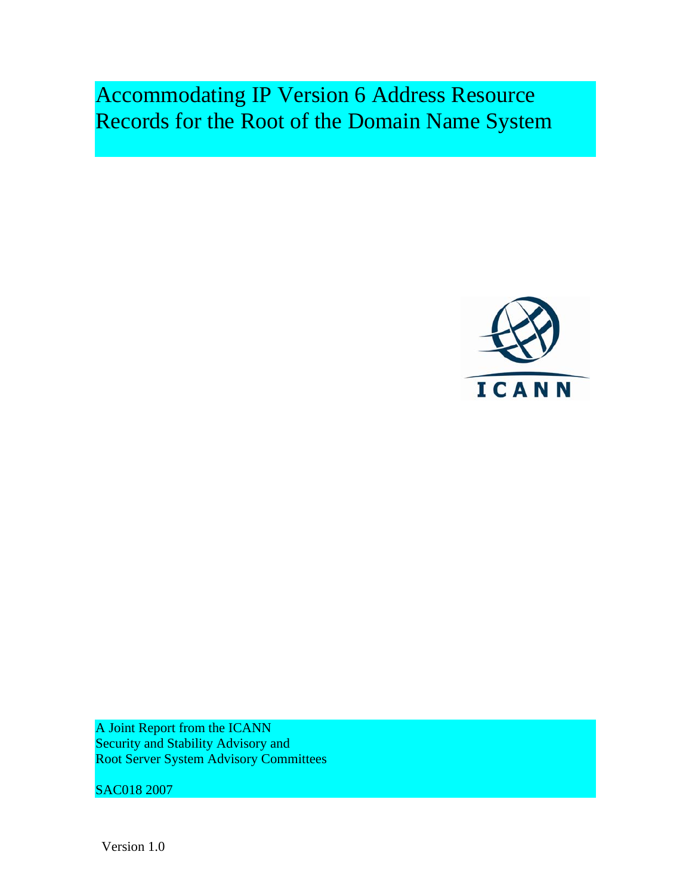# Accommodating IP Version 6 Address Resource Records for the Root of the Domain Name System

A Joint Report from the ICANN
Security and Stability Advisory and
Root Server System Advisory Committees

SAC018 2007

Version 1.0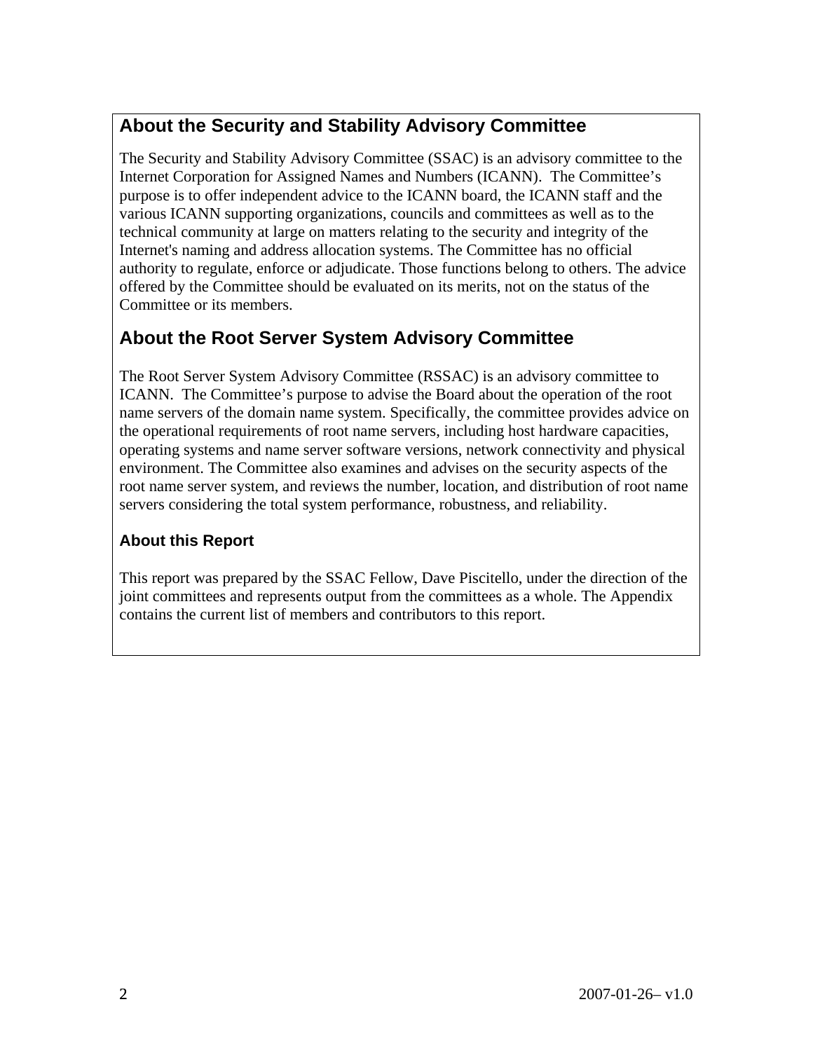## About the Security and Stability Advisory Committee

The Security and Stability Advisory Committee (SSAC) is an advisory committee to the Internet Corporation for Assigned Names and Numbers (ICANN). The Committee's purpose is to offer independent advice to the ICANN board, the ICANN staff and the various ICANN supporting organizations, councils and committees as well as to the technical community at large on matters relating to the security and integrity of the Internet's naming and address allocation systems. The Committee has no official authority to regulate, enforce or adjudicate. Those functions belong to others. The advice offered by the Committee should be evaluated on its merits, not on the status of the Committee or its members.

## About the Root Server System Advisory Committee

The Root Server System Advisory Committee (RSSAC) is an advisory committee to ICANN. The Committee's purpose to advise the Board about the operation of the root name servers of the domain name system. Specifically, the committee provides advice on the operational requirements of root name servers, including host hardware capacities, operating systems and name server software versions, network connectivity and physical environment. The Committee also examines and advises on the security aspects of the root name server system, and reviews the number, location, and distribution of root name servers considering the total system performance, robustness, and reliability.

### About this Report

This report was prepared by the SSAC Fellow, Dave Piscitello, under the direction of the joint committees and represents output from the committees as a whole. The Appendix contains the current list of members and contributors to this report.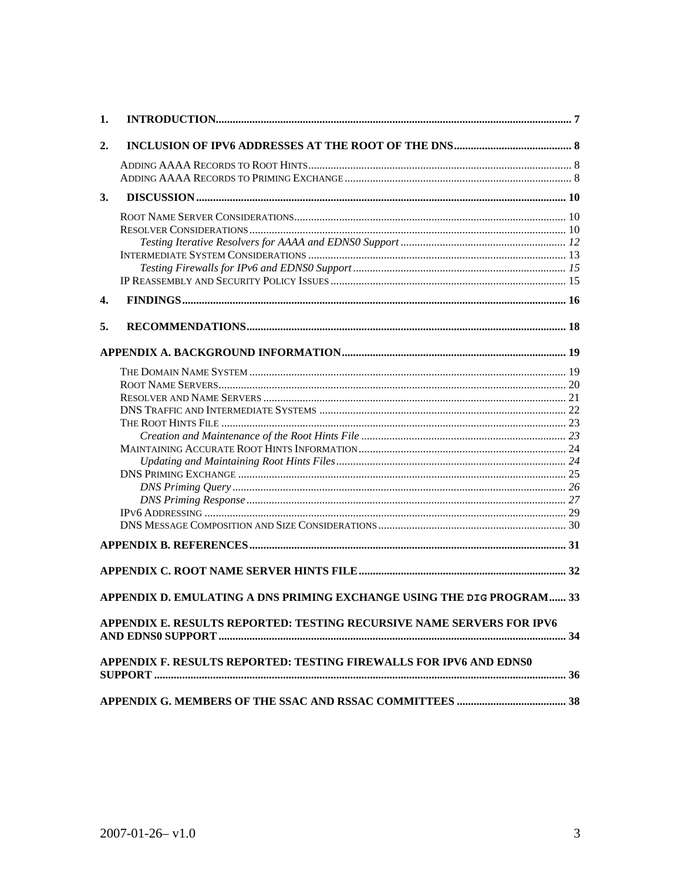1. **INTRODUCTION** ..... 7

2. **INCLUSION OF IPV6 ADDRESSES AT THE ROOT OF THE DNS** ..... 8

   ADDING AAAA RECORDS TO ROOT HINTS ..... 8
   ADDING AAAA RECORDS TO PRIMING EXCHANGE ..... 8

3. **DISCUSSION** ..... 10

   ROOT NAME SERVER CONSIDERATIONS ..... 10
   RESOLVER CONSIDERATIONS ..... 10
   *Testing Iterative Resolvers for AAAA and EDNS0 Support* ..... 12
   INTERMEDIATE SYSTEM CONSIDERATIONS ..... 13
   *Testing Firewalls for IPv6 and EDNS0 Support* ..... 15
   IP REASSEMBLY AND SECURITY POLICY ISSUES ..... 15

4. **FINDINGS** ..... 16

5. **RECOMMENDATIONS** ..... 18

**APPENDIX A. BACKGROUND INFORMATION** ..... 19

THE DOMAIN NAME SYSTEM ..... 19
ROOT NAME SERVERS ..... 20
RESOLVER AND NAME SERVERS ..... 21
DNS TRAFFIC AND INTERMEDIATE SYSTEMS ..... 22
THE ROOT HINTS FILE ..... 23
*Creation and Maintenance of the Root Hints File* ..... 23
MAINTAINING ACCURATE ROOT HINTS INFORMATION ..... 24
*Updating and Maintaining Root Hints Files* ..... 24
DNS PRIMING EXCHANGE ..... 25
*DNS Priming Query* ..... 26
*DNS Priming Response* ..... 27
IPV6 ADDRESSING ..... 29
DNS MESSAGE COMPOSITION AND SIZE CONSIDERATIONS ..... 30

**APPENDIX B. REFERENCES** ..... 31

**APPENDIX C. ROOT NAME SERVER HINTS FILE** ..... 32

**APPENDIX D. EMULATING A DNS PRIMING EXCHANGE USING THE `DIG` PROGRAM** ..... 33

**APPENDIX E. RESULTS REPORTED: TESTING RECURSIVE NAME SERVERS FOR IPV6 AND EDNS0 SUPPORT** ..... 34

**APPENDIX F. RESULTS REPORTED: TESTING FIREWALLS FOR IPV6 AND EDNS0 SUPPORT** ..... 36

**APPENDIX G. MEMBERS OF THE SSAC AND RSSAC COMMITTEES** ..... 38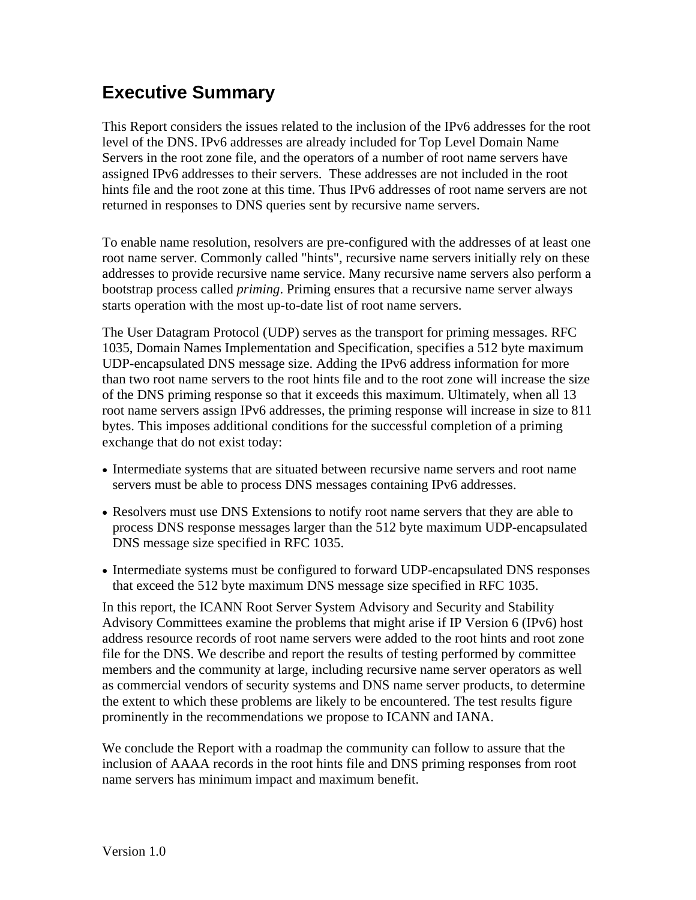# Executive Summary

This Report considers the issues related to the inclusion of the IPv6 addresses for the root level of the DNS. IPv6 addresses are already included for Top Level Domain Name Servers in the root zone file, and the operators of a number of root name servers have assigned IPv6 addresses to their servers. These addresses are not included in the root hints file and the root zone at this time. Thus IPv6 addresses of root name servers are not returned in responses to DNS queries sent by recursive name servers.

To enable name resolution, resolvers are pre-configured with the addresses of at least one root name server. Commonly called "hints", recursive name servers initially rely on these addresses to provide recursive name service. Many recursive name servers also perform a bootstrap process called *priming*. Priming ensures that a recursive name server always starts operation with the most up-to-date list of root name servers.

The User Datagram Protocol (UDP) serves as the transport for priming messages. RFC 1035, Domain Names Implementation and Specification, specifies a 512 byte maximum UDP-encapsulated DNS message size. Adding the IPv6 address information for more than two root name servers to the root hints file and to the root zone will increase the size of the DNS priming response so that it exceeds this maximum. Ultimately, when all 13 root name servers assign IPv6 addresses, the priming response will increase in size to 811 bytes. This imposes additional conditions for the successful completion of a priming exchange that do not exist today:

- Intermediate systems that are situated between recursive name servers and root name servers must be able to process DNS messages containing IPv6 addresses.
- Resolvers must use DNS Extensions to notify root name servers that they are able to process DNS response messages larger than the 512 byte maximum UDP-encapsulated DNS message size specified in RFC 1035.
- Intermediate systems must be configured to forward UDP-encapsulated DNS responses that exceed the 512 byte maximum DNS message size specified in RFC 1035.

In this report, the ICANN Root Server System Advisory and Security and Stability Advisory Committees examine the problems that might arise if IP Version 6 (IPv6) host address resource records of root name servers were added to the root hints and root zone file for the DNS. We describe and report the results of testing performed by committee members and the community at large, including recursive name server operators as well as commercial vendors of security systems and DNS name server products, to determine the extent to which these problems are likely to be encountered. The test results figure prominently in the recommendations we propose to ICANN and IANA.

We conclude the Report with a roadmap the community can follow to assure that the inclusion of AAAA records in the root hints file and DNS priming responses from root name servers has minimum impact and maximum benefit.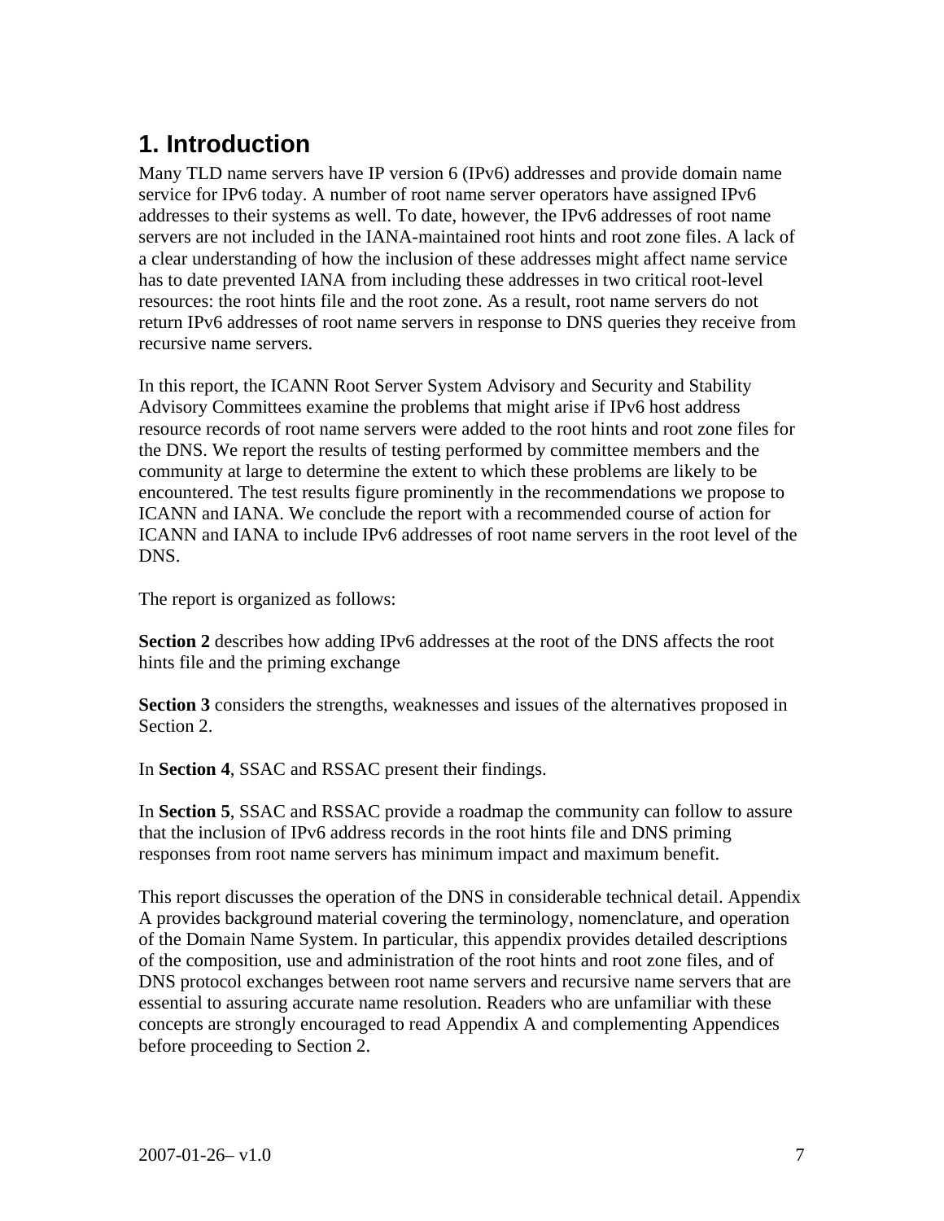# 1. Introduction

Many TLD name servers have IP version 6 (IPv6) addresses and provide domain name service for IPv6 today. A number of root name server operators have assigned IPv6 addresses to their systems as well. To date, however, the IPv6 addresses of root name servers are not included in the IANA-maintained root hints and root zone files. A lack of a clear understanding of how the inclusion of these addresses might affect name service has to date prevented IANA from including these addresses in two critical root-level resources: the root hints file and the root zone. As a result, root name servers do not return IPv6 addresses of root name servers in response to DNS queries they receive from recursive name servers.

In this report, the ICANN Root Server System Advisory and Security and Stability Advisory Committees examine the problems that might arise if IPv6 host address resource records of root name servers were added to the root hints and root zone files for the DNS. We report the results of testing performed by committee members and the community at large to determine the extent to which these problems are likely to be encountered. The test results figure prominently in the recommendations we propose to ICANN and IANA. We conclude the report with a recommended course of action for ICANN and IANA to include IPv6 addresses of root name servers in the root level of the DNS.

The report is organized as follows:

**Section 2** describes how adding IPv6 addresses at the root of the DNS affects the root hints file and the priming exchange

**Section 3** considers the strengths, weaknesses and issues of the alternatives proposed in Section 2.

In **Section 4**, SSAC and RSSAC present their findings.

In **Section 5**, SSAC and RSSAC provide a roadmap the community can follow to assure that the inclusion of IPv6 address records in the root hints file and DNS priming responses from root name servers has minimum impact and maximum benefit.

This report discusses the operation of the DNS in considerable technical detail. Appendix A provides background material covering the terminology, nomenclature, and operation of the Domain Name System. In particular, this appendix provides detailed descriptions of the composition, use and administration of the root hints and root zone files, and of DNS protocol exchanges between root name servers and recursive name servers that are essential to assuring accurate name resolution. Readers who are unfamiliar with these concepts are strongly encouraged to read Appendix A and complementing Appendices before proceeding to Section 2.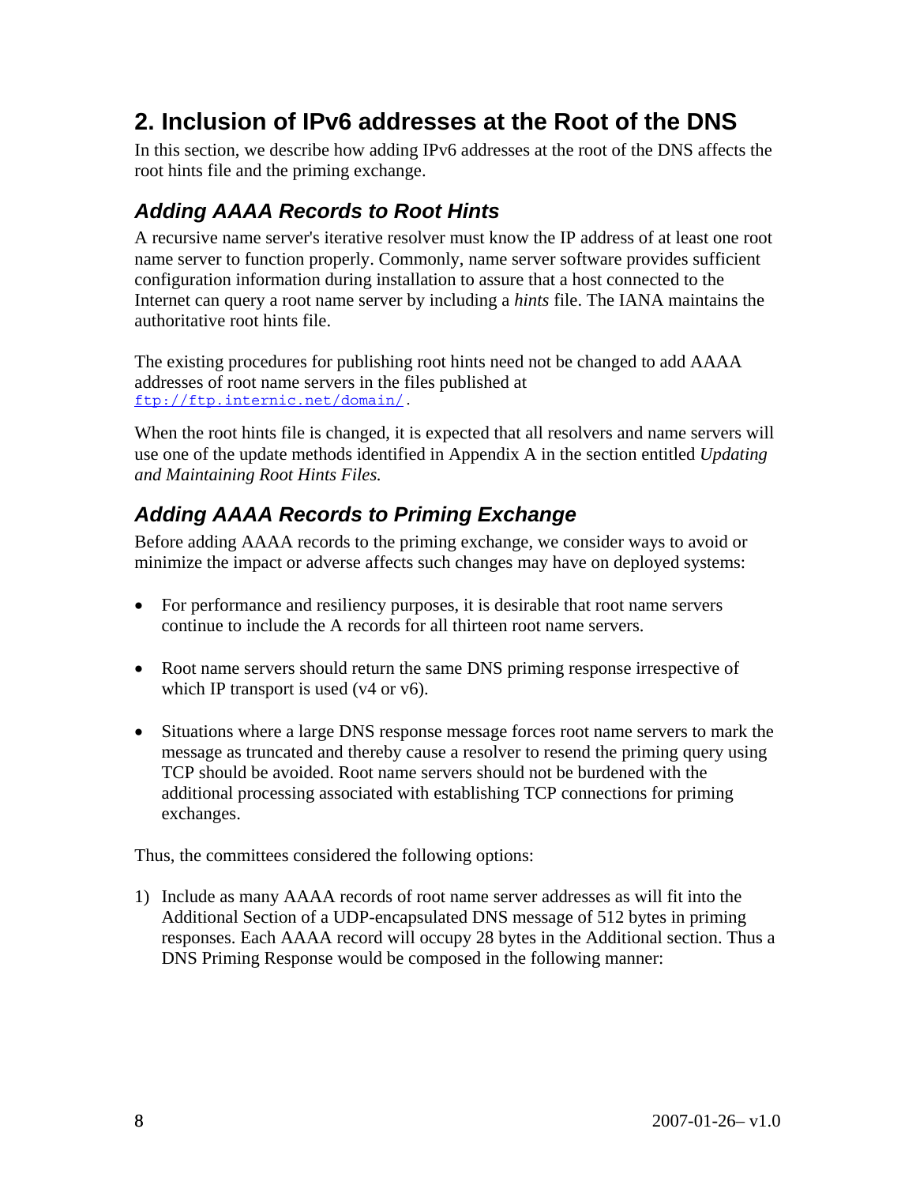# 2. Inclusion of IPv6 addresses at the Root of the DNS

In this section, we describe how adding IPv6 addresses at the root of the DNS affects the root hints file and the priming exchange.

## *Adding AAAA Records to Root Hints*

A recursive name server's iterative resolver must know the IP address of at least one root name server to function properly. Commonly, name server software provides sufficient configuration information during installation to assure that a host connected to the Internet can query a root name server by including a *hints* file. The IANA maintains the authoritative root hints file.

The existing procedures for publishing root hints need not be changed to add AAAA addresses of root name servers in the files published at ftp://ftp.internic.net/domain/.

When the root hints file is changed, it is expected that all resolvers and name servers will use one of the update methods identified in Appendix A in the section entitled *Updating and Maintaining Root Hints Files.*

## *Adding AAAA Records to Priming Exchange*

Before adding AAAA records to the priming exchange, we consider ways to avoid or minimize the impact or adverse affects such changes may have on deployed systems:

- For performance and resiliency purposes, it is desirable that root name servers continue to include the A records for all thirteen root name servers.
- Root name servers should return the same DNS priming response irrespective of which IP transport is used (v4 or v6).
- Situations where a large DNS response message forces root name servers to mark the message as truncated and thereby cause a resolver to resend the priming query using TCP should be avoided. Root name servers should not be burdened with the additional processing associated with establishing TCP connections for priming exchanges.

Thus, the committees considered the following options:

1) Include as many AAAA records of root name server addresses as will fit into the Additional Section of a UDP-encapsulated DNS message of 512 bytes in priming responses. Each AAAA record will occupy 28 bytes in the Additional section. Thus a DNS Priming Response would be composed in the following manner: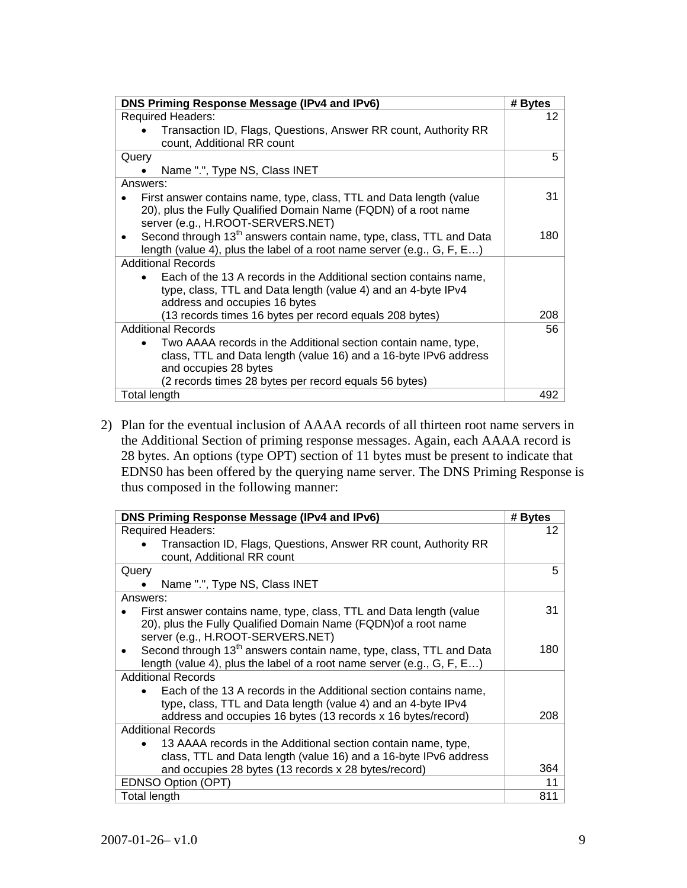| DNS Priming Response Message (IPv4 and IPv6) | # Bytes |
|---|---|
| Required Headers:<br>• Transaction ID, Flags, Questions, Answer RR count, Authority RR count, Additional RR count | 12 |
| Query<br>• Name ".", Type NS, Class INET | 5 |
| Answers:<br>• First answer contains name, type, class, TTL and Data length (value 20), plus the Fully Qualified Domain Name (FQDN) of a root name server (e.g., H.ROOT-SERVERS.NET)<br>• Second through 13th answers contain name, type, class, TTL and Data length (value 4), plus the label of a root name server (e.g., G, F, E…) | 31<br><br>180 |
| Additional Records<br>• Each of the 13 A records in the Additional section contains name, type, class, TTL and Data length (value 4) and an 4-byte IPv4 address and occupies 16 bytes<br>(13 records times 16 bytes per record equals 208 bytes) | 208 |
| Additional Records<br>• Two AAAA records in the Additional section contain name, type, class, TTL and Data length (value 16) and a 16-byte IPv6 address and occupies 28 bytes<br>(2 records times 28 bytes per record equals 56 bytes) | 56 |
| Total length | 492 |

2) Plan for the eventual inclusion of AAAA records of all thirteen root name servers in the Additional Section of priming response messages. Again, each AAAA record is 28 bytes. An options (type OPT) section of 11 bytes must be present to indicate that EDNS0 has been offered by the querying name server. The DNS Priming Response is thus composed in the following manner:

| DNS Priming Response Message (IPv4 and IPv6) | # Bytes |
|---|---|
| Required Headers:<br>• Transaction ID, Flags, Questions, Answer RR count, Authority RR count, Additional RR count | 12 |
| Query<br>• Name ".", Type NS, Class INET | 5 |
| Answers:<br>• First answer contains name, type, class, TTL and Data length (value 20), plus the Fully Qualified Domain Name (FQDN)of a root name server (e.g., H.ROOT-SERVERS.NET)<br>• Second through 13th answers contain name, type, class, TTL and Data length (value 4), plus the label of a root name server (e.g., G, F, E…) | 31<br><br>180 |
| Additional Records<br>• Each of the 13 A records in the Additional section contains name, type, class, TTL and Data length (value 4) and an 4-byte IPv4 address and occupies 16 bytes (13 records x 16 bytes/record) | 208 |
| Additional Records<br>• 13 AAAA records in the Additional section contain name, type, class, TTL and Data length (value 16) and a 16-byte IPv6 address and occupies 28 bytes (13 records x 28 bytes/record) | 364 |
| EDNSO Option (OPT) | 11 |
| Total length | 811 |

2007-01-26– v1.0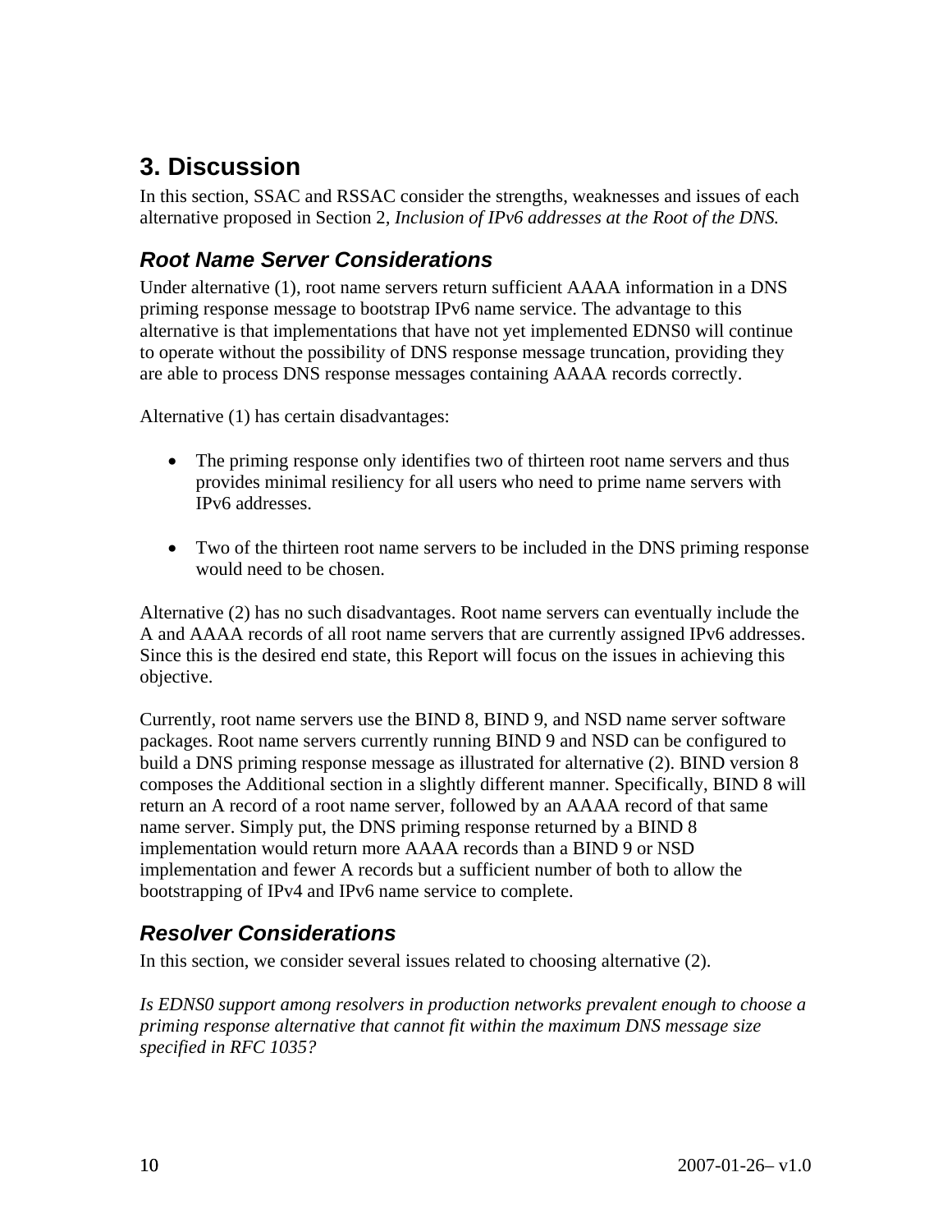# 3. Discussion

In this section, SSAC and RSSAC consider the strengths, weaknesses and issues of each alternative proposed in Section 2, *Inclusion of IPv6 addresses at the Root of the DNS.*

## *Root Name Server Considerations*

Under alternative (1), root name servers return sufficient AAAA information in a DNS priming response message to bootstrap IPv6 name service. The advantage to this alternative is that implementations that have not yet implemented EDNS0 will continue to operate without the possibility of DNS response message truncation, providing they are able to process DNS response messages containing AAAA records correctly.

Alternative (1) has certain disadvantages:

- The priming response only identifies two of thirteen root name servers and thus provides minimal resiliency for all users who need to prime name servers with IPv6 addresses.

- Two of the thirteen root name servers to be included in the DNS priming response would need to be chosen.

Alternative (2) has no such disadvantages. Root name servers can eventually include the A and AAAA records of all root name servers that are currently assigned IPv6 addresses. Since this is the desired end state, this Report will focus on the issues in achieving this objective.

Currently, root name servers use the BIND 8, BIND 9, and NSD name server software packages. Root name servers currently running BIND 9 and NSD can be configured to build a DNS priming response message as illustrated for alternative (2). BIND version 8 composes the Additional section in a slightly different manner. Specifically, BIND 8 will return an A record of a root name server, followed by an AAAA record of that same name server. Simply put, the DNS priming response returned by a BIND 8 implementation would return more AAAA records than a BIND 9 or NSD implementation and fewer A records but a sufficient number of both to allow the bootstrapping of IPv4 and IPv6 name service to complete.

## *Resolver Considerations*

In this section, we consider several issues related to choosing alternative (2).

*Is EDNS0 support among resolvers in production networks prevalent enough to choose a priming response alternative that cannot fit within the maximum DNS message size specified in RFC 1035?*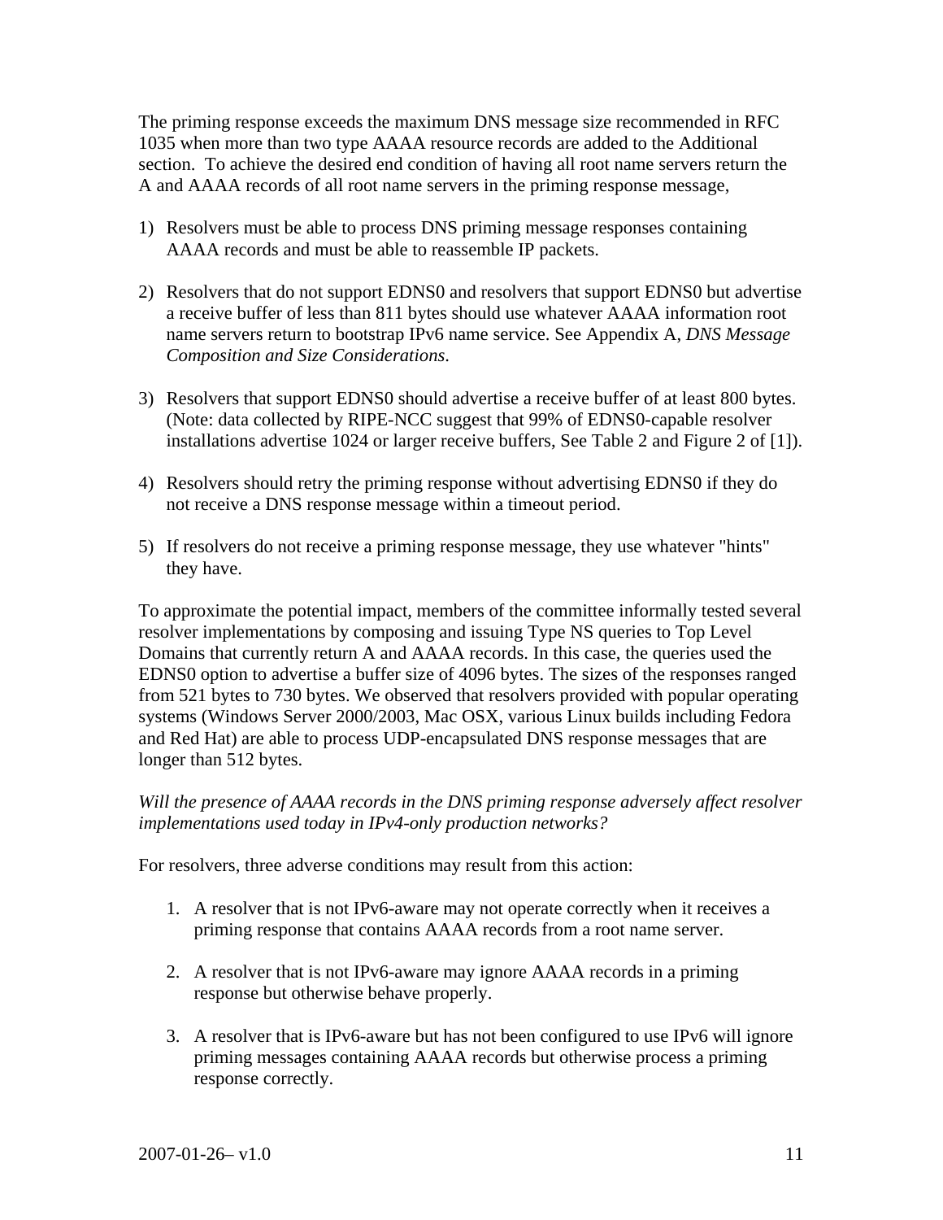The priming response exceeds the maximum DNS message size recommended in RFC 1035 when more than two type AAAA resource records are added to the Additional section. To achieve the desired end condition of having all root name servers return the A and AAAA records of all root name servers in the priming response message,

1) Resolvers must be able to process DNS priming message responses containing AAAA records and must be able to reassemble IP packets.

2) Resolvers that do not support EDNS0 and resolvers that support EDNS0 but advertise a receive buffer of less than 811 bytes should use whatever AAAA information root name servers return to bootstrap IPv6 name service. See Appendix A, *DNS Message Composition and Size Considerations*.

3) Resolvers that support EDNS0 should advertise a receive buffer of at least 800 bytes. (Note: data collected by RIPE-NCC suggest that 99% of EDNS0-capable resolver installations advertise 1024 or larger receive buffers, See Table 2 and Figure 2 of [1]).

4) Resolvers should retry the priming response without advertising EDNS0 if they do not receive a DNS response message within a timeout period.

5) If resolvers do not receive a priming response message, they use whatever "hints" they have.

To approximate the potential impact, members of the committee informally tested several resolver implementations by composing and issuing Type NS queries to Top Level Domains that currently return A and AAAA records. In this case, the queries used the EDNS0 option to advertise a buffer size of 4096 bytes. The sizes of the responses ranged from 521 bytes to 730 bytes. We observed that resolvers provided with popular operating systems (Windows Server 2000/2003, Mac OSX, various Linux builds including Fedora and Red Hat) are able to process UDP-encapsulated DNS response messages that are longer than 512 bytes.

*Will the presence of AAAA records in the DNS priming response adversely affect resolver implementations used today in IPv4-only production networks?*

For resolvers, three adverse conditions may result from this action:

1. A resolver that is not IPv6-aware may not operate correctly when it receives a priming response that contains AAAA records from a root name server.

2. A resolver that is not IPv6-aware may ignore AAAA records in a priming response but otherwise behave properly.

3. A resolver that is IPv6-aware but has not been configured to use IPv6 will ignore priming messages containing AAAA records but otherwise process a priming response correctly.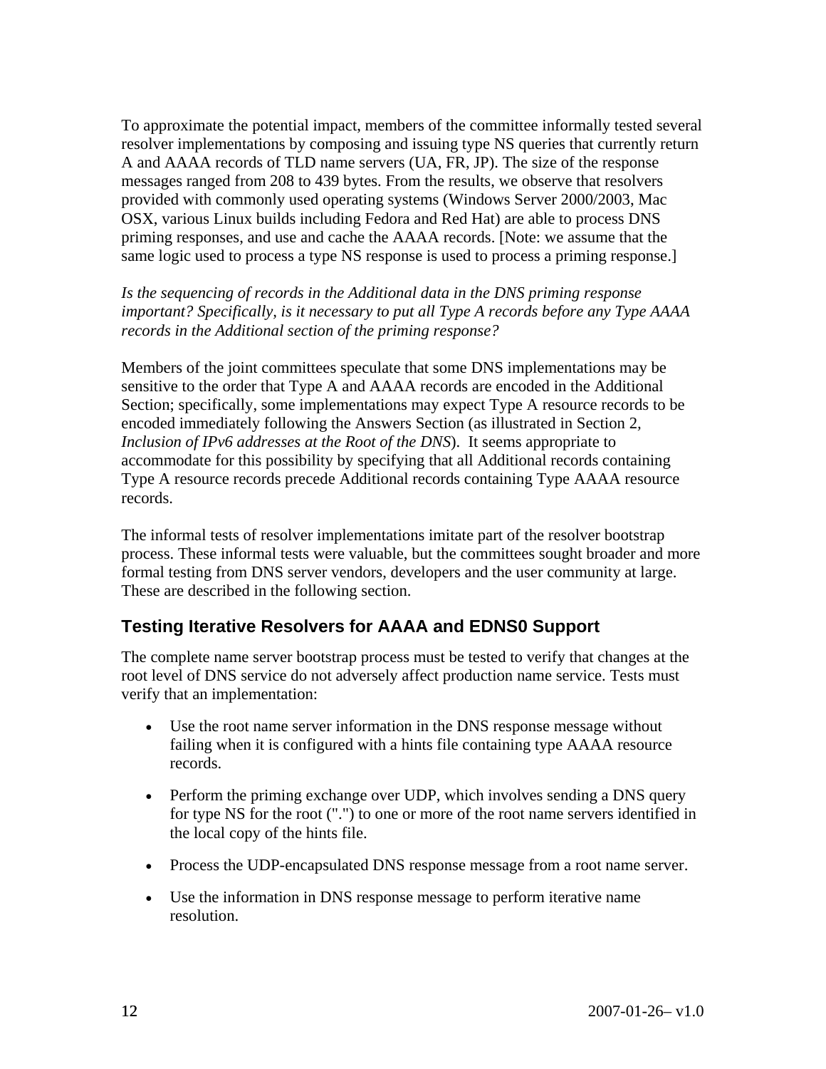To approximate the potential impact, members of the committee informally tested several resolver implementations by composing and issuing type NS queries that currently return A and AAAA records of TLD name servers (UA, FR, JP). The size of the response messages ranged from 208 to 439 bytes. From the results, we observe that resolvers provided with commonly used operating systems (Windows Server 2000/2003, Mac OSX, various Linux builds including Fedora and Red Hat) are able to process DNS priming responses, and use and cache the AAAA records. [Note: we assume that the same logic used to process a type NS response is used to process a priming response.]

*Is the sequencing of records in the Additional data in the DNS priming response important? Specifically, is it necessary to put all Type A records before any Type AAAA records in the Additional section of the priming response?*

Members of the joint committees speculate that some DNS implementations may be sensitive to the order that Type A and AAAA records are encoded in the Additional Section; specifically, some implementations may expect Type A resource records to be encoded immediately following the Answers Section (as illustrated in Section 2, *Inclusion of IPv6 addresses at the Root of the DNS*). It seems appropriate to accommodate for this possibility by specifying that all Additional records containing Type A resource records precede Additional records containing Type AAAA resource records.

The informal tests of resolver implementations imitate part of the resolver bootstrap process. These informal tests were valuable, but the committees sought broader and more formal testing from DNS server vendors, developers and the user community at large. These are described in the following section.

## Testing Iterative Resolvers for AAAA and EDNS0 Support

The complete name server bootstrap process must be tested to verify that changes at the root level of DNS service do not adversely affect production name service. Tests must verify that an implementation:

- Use the root name server information in the DNS response message without failing when it is configured with a hints file containing type AAAA resource records.
- Perform the priming exchange over UDP, which involves sending a DNS query for type NS for the root (".") to one or more of the root name servers identified in the local copy of the hints file.
- Process the UDP-encapsulated DNS response message from a root name server.
- Use the information in DNS response message to perform iterative name resolution.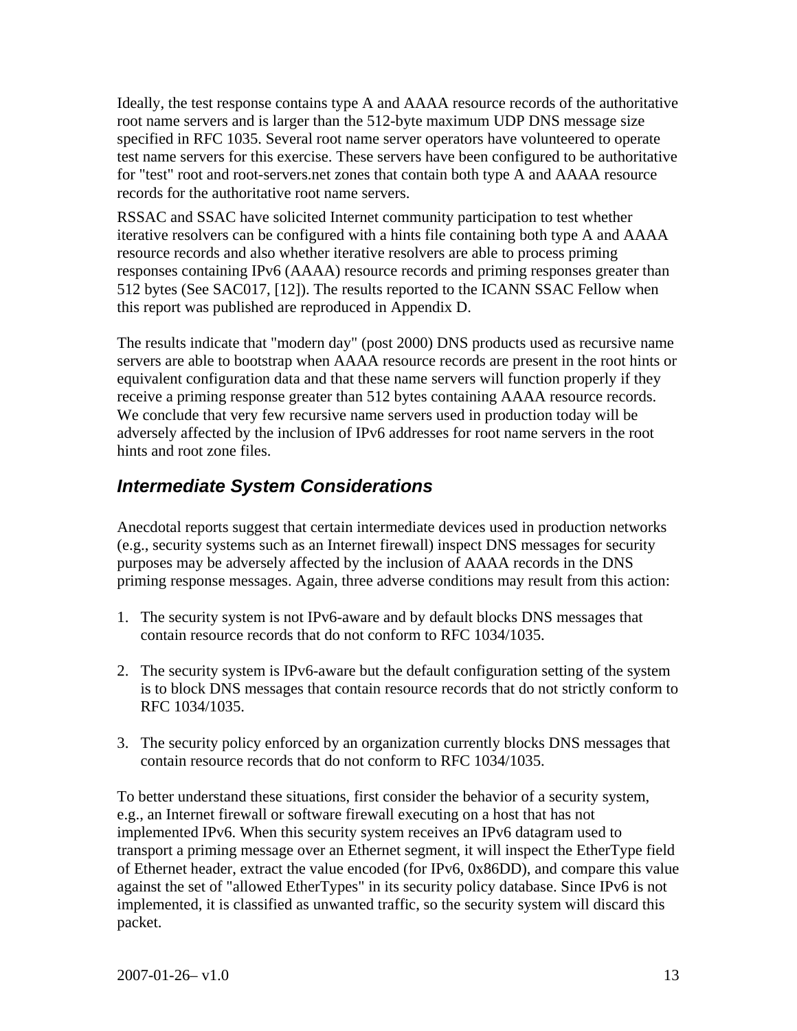Ideally, the test response contains type A and AAAA resource records of the authoritative root name servers and is larger than the 512-byte maximum UDP DNS message size specified in RFC 1035. Several root name server operators have volunteered to operate test name servers for this exercise. These servers have been configured to be authoritative for "test" root and root-servers.net zones that contain both type A and AAAA resource records for the authoritative root name servers.

RSSAC and SSAC have solicited Internet community participation to test whether iterative resolvers can be configured with a hints file containing both type A and AAAA resource records and also whether iterative resolvers are able to process priming responses containing IPv6 (AAAA) resource records and priming responses greater than 512 bytes (See SAC017, [12]). The results reported to the ICANN SSAC Fellow when this report was published are reproduced in Appendix D.

The results indicate that "modern day" (post 2000) DNS products used as recursive name servers are able to bootstrap when AAAA resource records are present in the root hints or equivalent configuration data and that these name servers will function properly if they receive a priming response greater than 512 bytes containing AAAA resource records. We conclude that very few recursive name servers used in production today will be adversely affected by the inclusion of IPv6 addresses for root name servers in the root hints and root zone files.

## *Intermediate System Considerations*

Anecdotal reports suggest that certain intermediate devices used in production networks (e.g., security systems such as an Internet firewall) inspect DNS messages for security purposes may be adversely affected by the inclusion of AAAA records in the DNS priming response messages. Again, three adverse conditions may result from this action:

1. The security system is not IPv6-aware and by default blocks DNS messages that contain resource records that do not conform to RFC 1034/1035.

2. The security system is IPv6-aware but the default configuration setting of the system is to block DNS messages that contain resource records that do not strictly conform to RFC 1034/1035.

3. The security policy enforced by an organization currently blocks DNS messages that contain resource records that do not conform to RFC 1034/1035.

To better understand these situations, first consider the behavior of a security system, e.g., an Internet firewall or software firewall executing on a host that has not implemented IPv6. When this security system receives an IPv6 datagram used to transport a priming message over an Ethernet segment, it will inspect the EtherType field of Ethernet header, extract the value encoded (for IPv6, 0x86DD), and compare this value against the set of "allowed EtherTypes" in its security policy database. Since IPv6 is not implemented, it is classified as unwanted traffic, so the security system will discard this packet.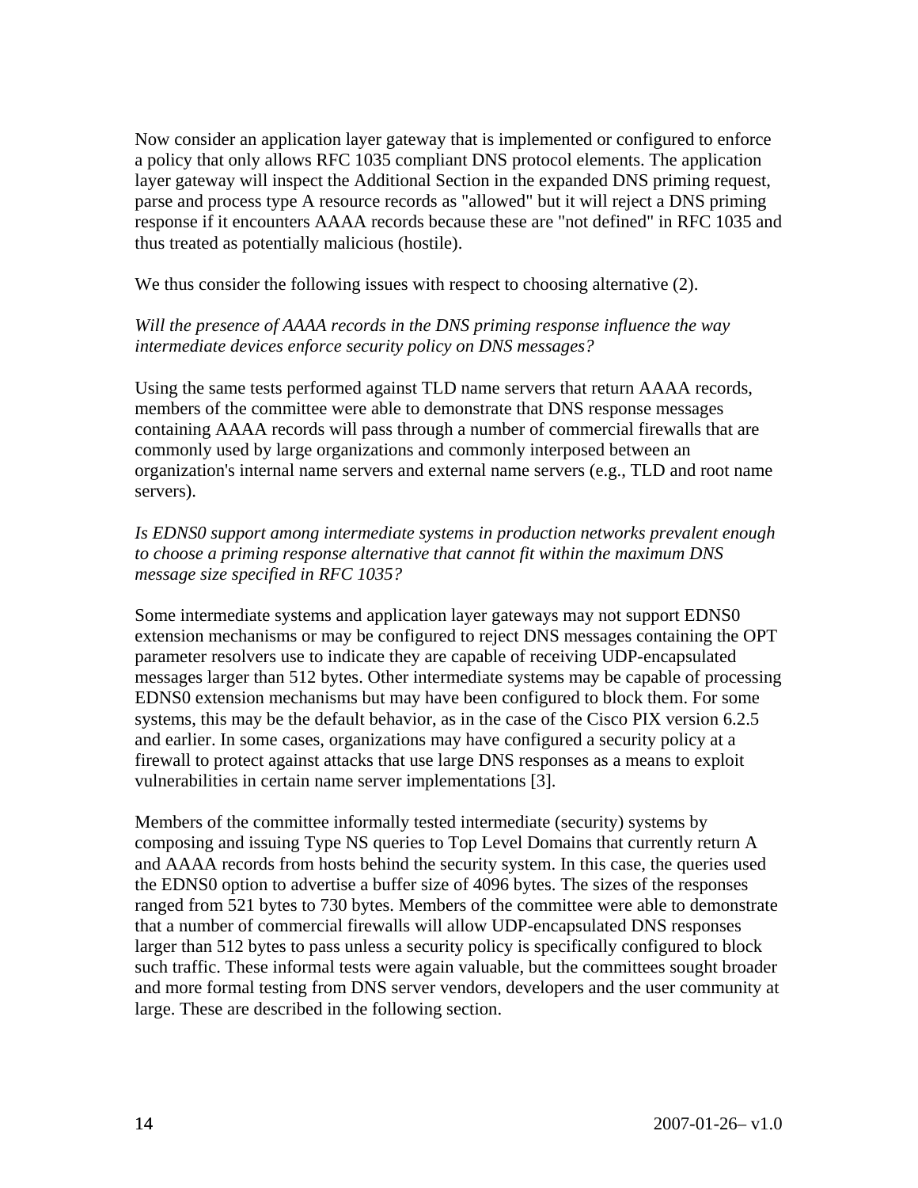Now consider an application layer gateway that is implemented or configured to enforce a policy that only allows RFC 1035 compliant DNS protocol elements. The application layer gateway will inspect the Additional Section in the expanded DNS priming request, parse and process type A resource records as "allowed" but it will reject a DNS priming response if it encounters AAAA records because these are "not defined" in RFC 1035 and thus treated as potentially malicious (hostile).

We thus consider the following issues with respect to choosing alternative (2).

*Will the presence of AAAA records in the DNS priming response influence the way intermediate devices enforce security policy on DNS messages?*

Using the same tests performed against TLD name servers that return AAAA records, members of the committee were able to demonstrate that DNS response messages containing AAAA records will pass through a number of commercial firewalls that are commonly used by large organizations and commonly interposed between an organization's internal name servers and external name servers (e.g., TLD and root name servers).

*Is EDNS0 support among intermediate systems in production networks prevalent enough to choose a priming response alternative that cannot fit within the maximum DNS message size specified in RFC 1035?*

Some intermediate systems and application layer gateways may not support EDNS0 extension mechanisms or may be configured to reject DNS messages containing the OPT parameter resolvers use to indicate they are capable of receiving UDP-encapsulated messages larger than 512 bytes. Other intermediate systems may be capable of processing EDNS0 extension mechanisms but may have been configured to block them. For some systems, this may be the default behavior, as in the case of the Cisco PIX version 6.2.5 and earlier. In some cases, organizations may have configured a security policy at a firewall to protect against attacks that use large DNS responses as a means to exploit vulnerabilities in certain name server implementations [3].

Members of the committee informally tested intermediate (security) systems by composing and issuing Type NS queries to Top Level Domains that currently return A and AAAA records from hosts behind the security system. In this case, the queries used the EDNS0 option to advertise a buffer size of 4096 bytes. The sizes of the responses ranged from 521 bytes to 730 bytes. Members of the committee were able to demonstrate that a number of commercial firewalls will allow UDP-encapsulated DNS responses larger than 512 bytes to pass unless a security policy is specifically configured to block such traffic. These informal tests were again valuable, but the committees sought broader and more formal testing from DNS server vendors, developers and the user community at large. These are described in the following section.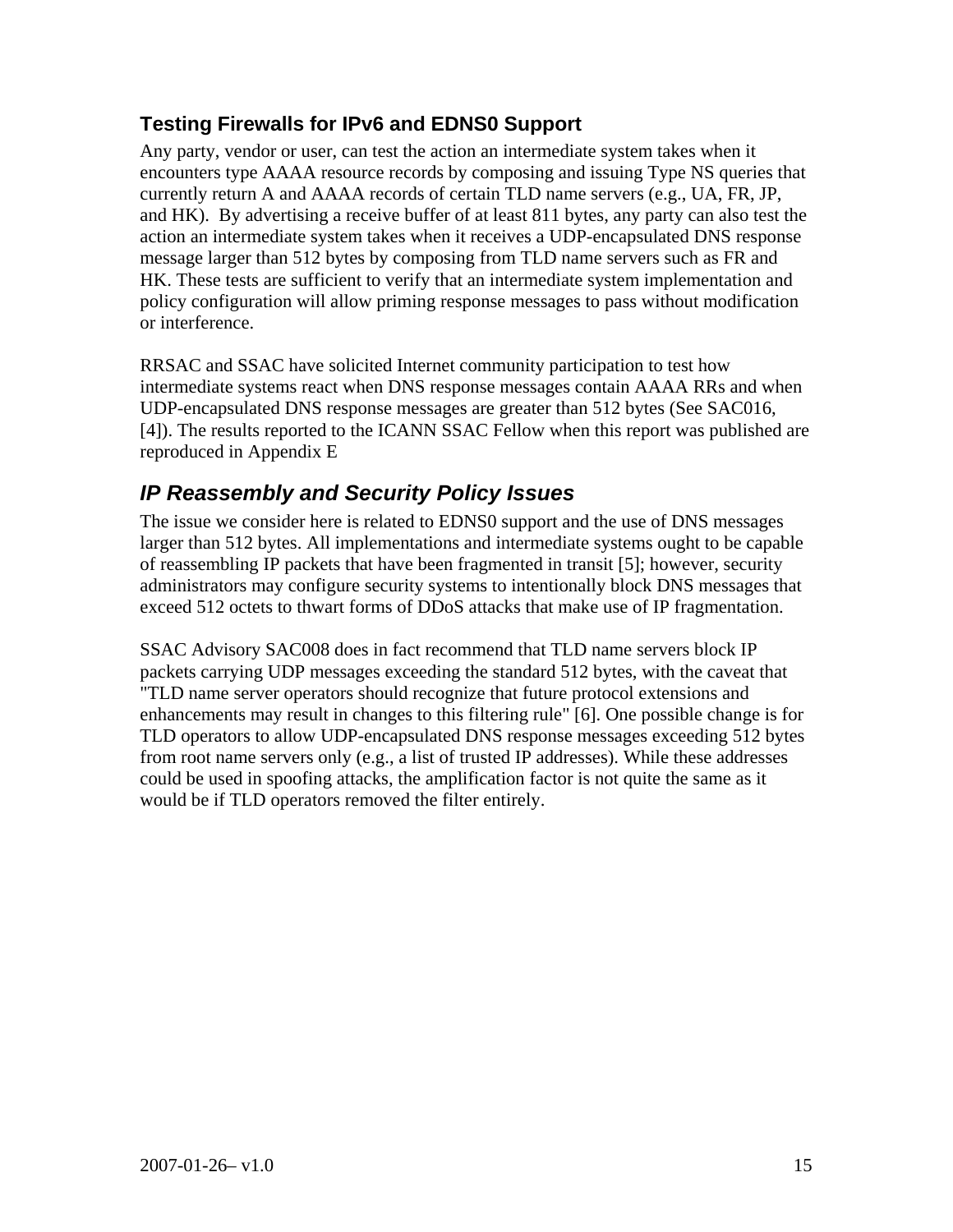### Testing Firewalls for IPv6 and EDNS0 Support

Any party, vendor or user, can test the action an intermediate system takes when it encounters type AAAA resource records by composing and issuing Type NS queries that currently return A and AAAA records of certain TLD name servers (e.g., UA, FR, JP, and HK). By advertising a receive buffer of at least 811 bytes, any party can also test the action an intermediate system takes when it receives a UDP-encapsulated DNS response message larger than 512 bytes by composing from TLD name servers such as FR and HK. These tests are sufficient to verify that an intermediate system implementation and policy configuration will allow priming response messages to pass without modification or interference.

RRSAC and SSAC have solicited Internet community participation to test how intermediate systems react when DNS response messages contain AAAA RRs and when UDP-encapsulated DNS response messages are greater than 512 bytes (See SAC016, [4]). The results reported to the ICANN SSAC Fellow when this report was published are reproduced in Appendix E

## *IP Reassembly and Security Policy Issues*

The issue we consider here is related to EDNS0 support and the use of DNS messages larger than 512 bytes. All implementations and intermediate systems ought to be capable of reassembling IP packets that have been fragmented in transit [5]; however, security administrators may configure security systems to intentionally block DNS messages that exceed 512 octets to thwart forms of DDoS attacks that make use of IP fragmentation.

SSAC Advisory SAC008 does in fact recommend that TLD name servers block IP packets carrying UDP messages exceeding the standard 512 bytes, with the caveat that "TLD name server operators should recognize that future protocol extensions and enhancements may result in changes to this filtering rule" [6]. One possible change is for TLD operators to allow UDP-encapsulated DNS response messages exceeding 512 bytes from root name servers only (e.g., a list of trusted IP addresses). While these addresses could be used in spoofing attacks, the amplification factor is not quite the same as it would be if TLD operators removed the filter entirely.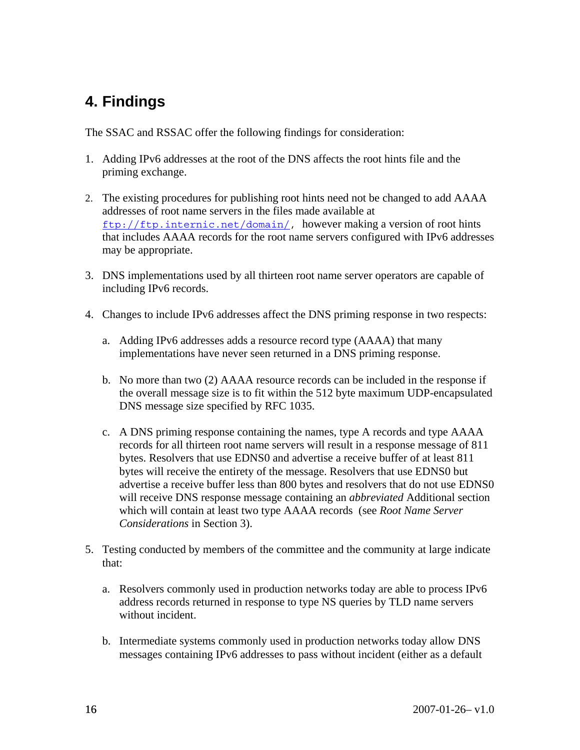# 4. Findings

The SSAC and RSSAC offer the following findings for consideration:

1. Adding IPv6 addresses at the root of the DNS affects the root hints file and the priming exchange.

2. The existing procedures for publishing root hints need not be changed to add AAAA addresses of root name servers in the files made available at ftp://ftp.internic.net/domain/, however making a version of root hints that includes AAAA records for the root name servers configured with IPv6 addresses may be appropriate.

3. DNS implementations used by all thirteen root name server operators are capable of including IPv6 records.

4. Changes to include IPv6 addresses affect the DNS priming response in two respects:

   a. Adding IPv6 addresses adds a resource record type (AAAA) that many implementations have never seen returned in a DNS priming response.

   b. No more than two (2) AAAA resource records can be included in the response if the overall message size is to fit within the 512 byte maximum UDP-encapsulated DNS message size specified by RFC 1035.

   c. A DNS priming response containing the names, type A records and type AAAA records for all thirteen root name servers will result in a response message of 811 bytes. Resolvers that use EDNS0 and advertise a receive buffer of at least 811 bytes will receive the entirety of the message. Resolvers that use EDNS0 but advertise a receive buffer less than 800 bytes and resolvers that do not use EDNS0 will receive DNS response message containing an *abbreviated* Additional section which will contain at least two type AAAA records (see *Root Name Server Considerations* in Section 3).

5. Testing conducted by members of the committee and the community at large indicate that:

   a. Resolvers commonly used in production networks today are able to process IPv6 address records returned in response to type NS queries by TLD name servers without incident.

   b. Intermediate systems commonly used in production networks today allow DNS messages containing IPv6 addresses to pass without incident (either as a default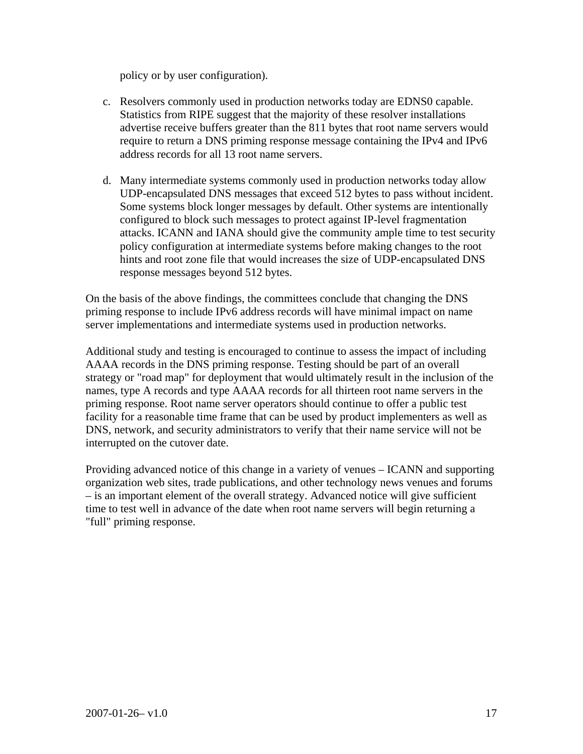policy or by user configuration).

c. Resolvers commonly used in production networks today are EDNS0 capable. Statistics from RIPE suggest that the majority of these resolver installations advertise receive buffers greater than the 811 bytes that root name servers would require to return a DNS priming response message containing the IPv4 and IPv6 address records for all 13 root name servers.

d. Many intermediate systems commonly used in production networks today allow UDP-encapsulated DNS messages that exceed 512 bytes to pass without incident. Some systems block longer messages by default. Other systems are intentionally configured to block such messages to protect against IP-level fragmentation attacks. ICANN and IANA should give the community ample time to test security policy configuration at intermediate systems before making changes to the root hints and root zone file that would increases the size of UDP-encapsulated DNS response messages beyond 512 bytes.

On the basis of the above findings, the committees conclude that changing the DNS priming response to include IPv6 address records will have minimal impact on name server implementations and intermediate systems used in production networks.

Additional study and testing is encouraged to continue to assess the impact of including AAAA records in the DNS priming response. Testing should be part of an overall strategy or "road map" for deployment that would ultimately result in the inclusion of the names, type A records and type AAAA records for all thirteen root name servers in the priming response. Root name server operators should continue to offer a public test facility for a reasonable time frame that can be used by product implementers as well as DNS, network, and security administrators to verify that their name service will not be interrupted on the cutover date.

Providing advanced notice of this change in a variety of venues – ICANN and supporting organization web sites, trade publications, and other technology news venues and forums – is an important element of the overall strategy. Advanced notice will give sufficient time to test well in advance of the date when root name servers will begin returning a "full" priming response.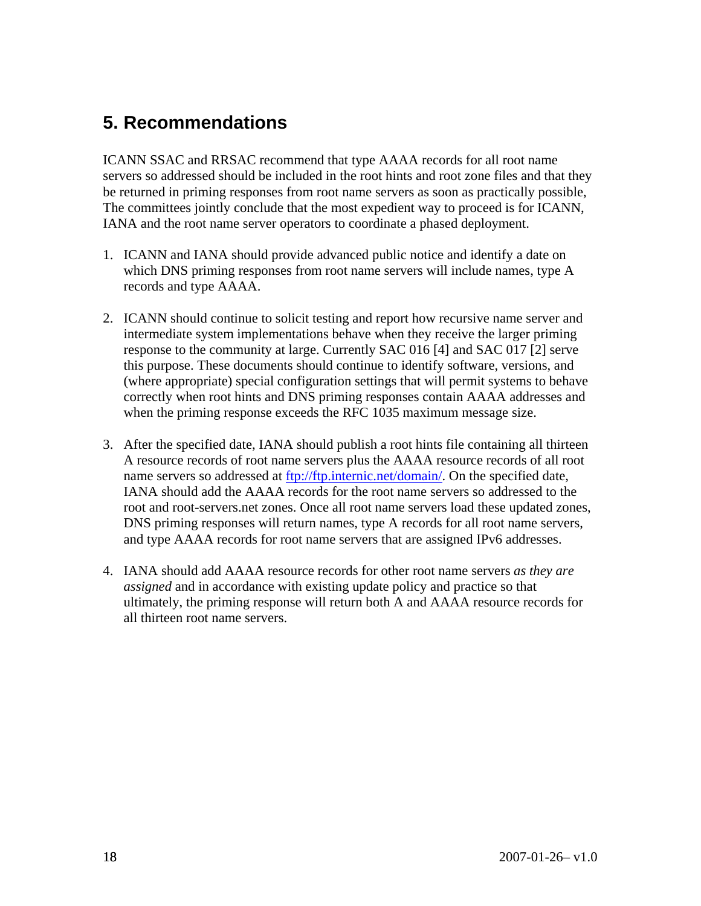## 5. Recommendations

ICANN SSAC and RRSAC recommend that type AAAA records for all root name servers so addressed should be included in the root hints and root zone files and that they be returned in priming responses from root name servers as soon as practically possible, The committees jointly conclude that the most expedient way to proceed is for ICANN, IANA and the root name server operators to coordinate a phased deployment.

1. ICANN and IANA should provide advanced public notice and identify a date on which DNS priming responses from root name servers will include names, type A records and type AAAA.

2. ICANN should continue to solicit testing and report how recursive name server and intermediate system implementations behave when they receive the larger priming response to the community at large. Currently SAC 016 [4] and SAC 017 [2] serve this purpose. These documents should continue to identify software, versions, and (where appropriate) special configuration settings that will permit systems to behave correctly when root hints and DNS priming responses contain AAAA addresses and when the priming response exceeds the RFC 1035 maximum message size.

3. After the specified date, IANA should publish a root hints file containing all thirteen A resource records of root name servers plus the AAAA resource records of all root name servers so addressed at [ftp://ftp.internic.net/domain/](ftp://ftp.internic.net/domain/). On the specified date, IANA should add the AAAA records for the root name servers so addressed to the root and root-servers.net zones. Once all root name servers load these updated zones, DNS priming responses will return names, type A records for all root name servers, and type AAAA records for root name servers that are assigned IPv6 addresses.

4. IANA should add AAAA resource records for other root name servers *as they are assigned* and in accordance with existing update policy and practice so that ultimately, the priming response will return both A and AAAA resource records for all thirteen root name servers.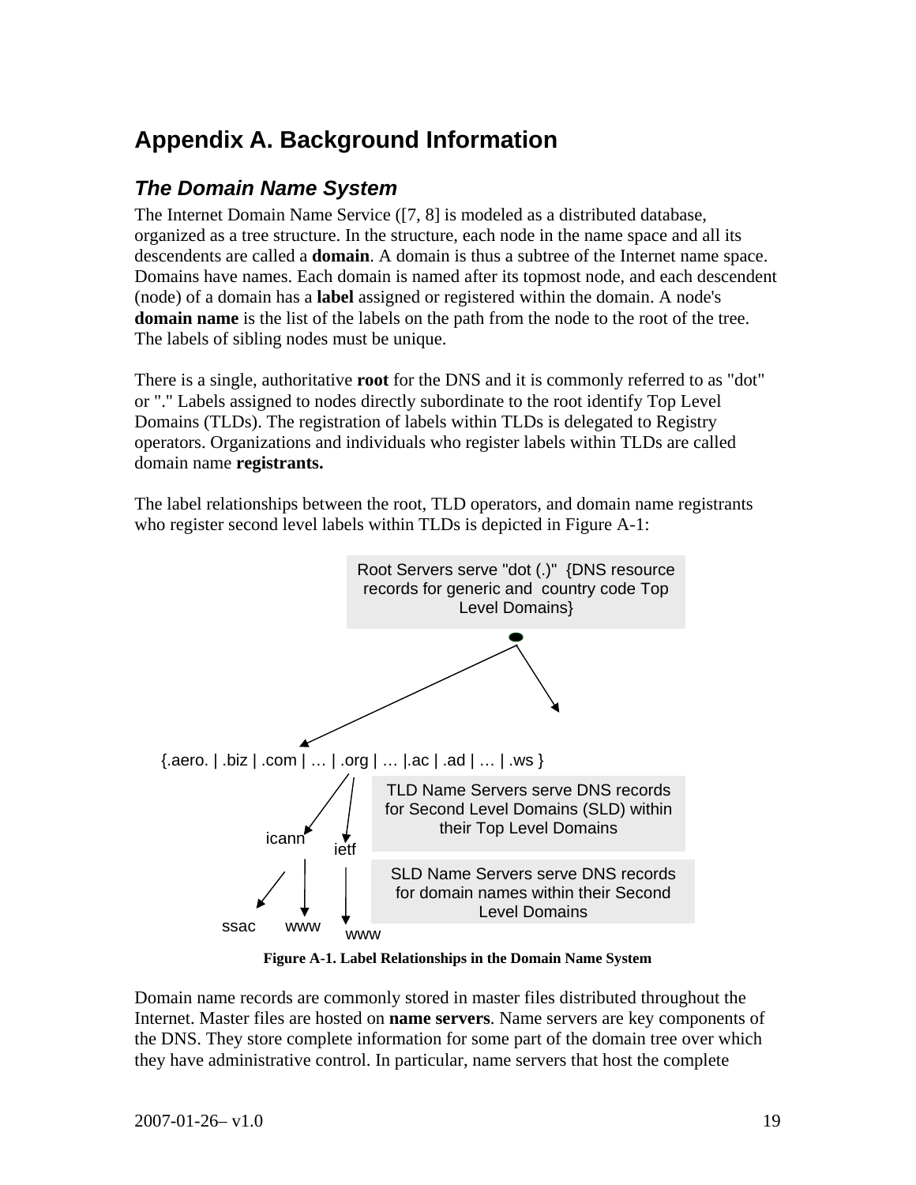# Appendix A. Background Information

## *The Domain Name System*

The Internet Domain Name Service ([7, 8] is modeled as a distributed database, organized as a tree structure. In the structure, each node in the name space and all its descendents are called a **domain**. A domain is thus a subtree of the Internet name space. Domains have names. Each domain is named after its topmost node, and each descendent (node) of a domain has a **label** assigned or registered within the domain. A node's **domain name** is the list of the labels on the path from the node to the root of the tree. The labels of sibling nodes must be unique.

There is a single, authoritative **root** for the DNS and it is commonly referred to as "dot" or "." Labels assigned to nodes directly subordinate to the root identify Top Level Domains (TLDs). The registration of labels within TLDs is delegated to Registry operators. Organizations and individuals who register labels within TLDs are called domain name **registrants.**

The label relationships between the root, TLD operators, and domain name registrants who register second level labels within TLDs is depicted in Figure A-1:

Root Servers serve "dot (.)" {DNS resource records for generic and country code Top Level Domains}

{.aero. | .biz | .com | … | .org | … |.ac | .ad | … | .ws }

TLD Name Servers serve DNS records for Second Level Domains (SLD) within their Top Level Domains

icann    ietf

SLD Name Servers serve DNS records for domain names within their Second Level Domains

ssac    www    www

**Figure A-1. Label Relationships in the Domain Name System**

Domain name records are commonly stored in master files distributed throughout the Internet. Master files are hosted on **name servers**. Name servers are key components of the DNS. They store complete information for some part of the domain tree over which they have administrative control. In particular, name servers that host the complete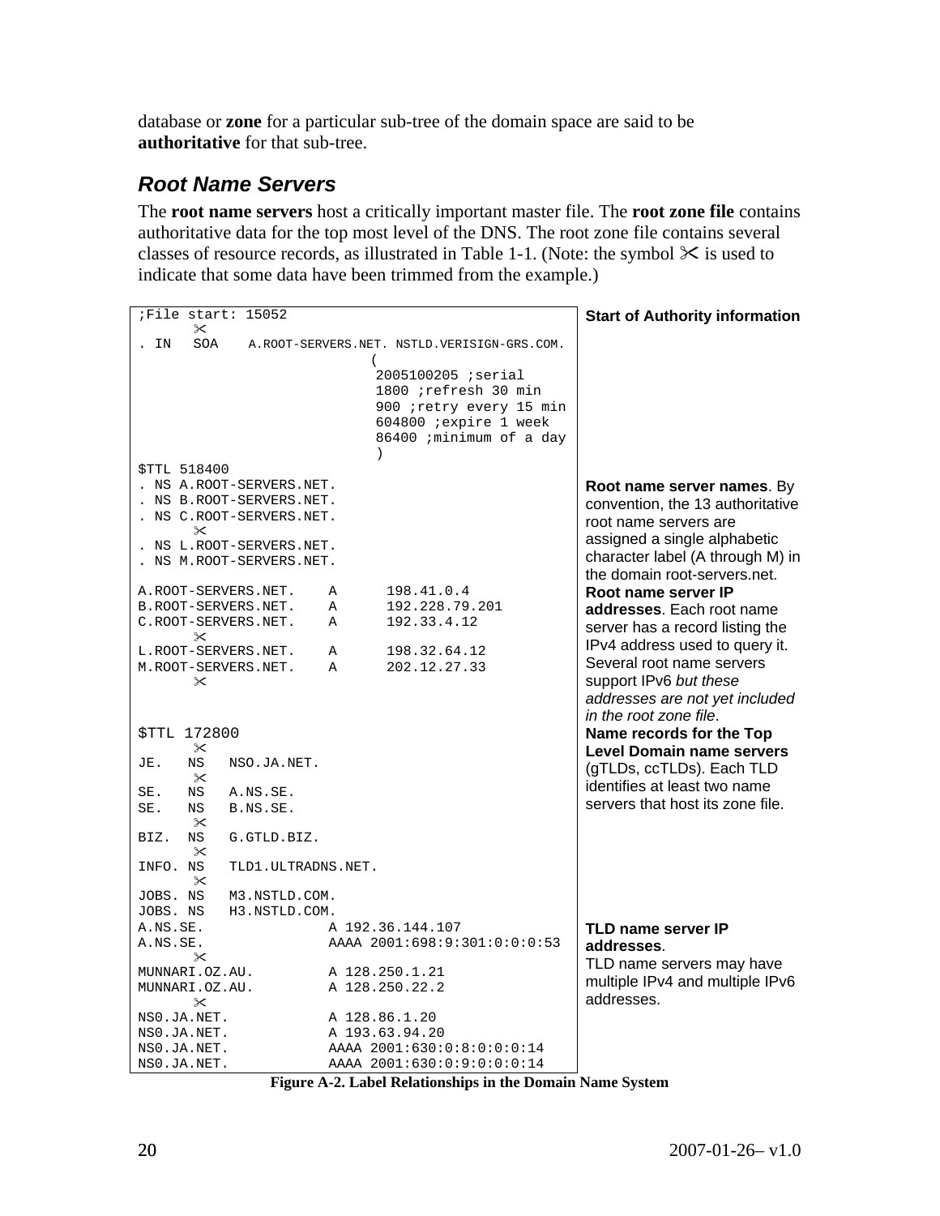database or **zone** for a particular sub-tree of the domain space are said to be **authoritative** for that sub-tree.

## *Root Name Servers*

The **root name servers** host a critically important master file. The **root zone file** contains authoritative data for the top most level of the DNS. The root zone file contains several classes of resource records, as illustrated in Table 1-1. (Note: the symbol ✂ is used to indicate that some data have been trimmed from the example.)

| Zone file excerpt | Description |
|---|---|
| ;File start: 15052<br>✂<br>. IN SOA A.ROOT-SERVERS.NET. NSTLD.VERISIGN-GRS.COM. (<br>2005100205 ;serial<br>1800 ;refresh 30 min<br>900 ;retry every 15 min<br>604800 ;expire 1 week<br>86400 ;minimum of a day<br>) | **Start of Authority information** |
| $TTL 518400<br>. NS A.ROOT-SERVERS.NET.<br>. NS B.ROOT-SERVERS.NET.<br>. NS C.ROOT-SERVERS.NET.<br>✂<br>. NS L.ROOT-SERVERS.NET.<br>. NS M.ROOT-SERVERS.NET. | **Root name server names**. By convention, the 13 authoritative root name servers are assigned a single alphabetic character label (A through M) in the domain root-servers.net. |
| A.ROOT-SERVERS.NET. A 198.41.0.4<br>B.ROOT-SERVERS.NET. A 192.228.79.201<br>C.ROOT-SERVERS.NET. A 192.33.4.12<br>✂<br>L.ROOT-SERVERS.NET. A 198.32.64.12<br>M.ROOT-SERVERS.NET. A 202.12.27.33<br>✂ | **Root name server IP addresses**. Each root name server has a record listing the IPv4 address used to query it. Several root name servers support IPv6 *but these addresses are not yet included in the root zone file*. |
| $TTL 172800<br>✂<br>JE. NS NSO.JA.NET.<br>✂<br>SE. NS A.NS.SE.<br>SE. NS B.NS.SE.<br>✂<br>BIZ. NS G.GTLD.BIZ.<br>✂<br>INFO. NS TLD1.ULTRADNS.NET.<br>✂<br>JOBS. NS M3.NSTLD.COM.<br>JOBS. NS H3.NSTLD.COM. | **Name records for the Top Level Domain name servers** (gTLDs, ccTLDs). Each TLD identifies at least two name servers that host its zone file. |
| A.NS.SE. A 192.36.144.107<br>A.NS.SE. AAAA 2001:698:9:301:0:0:0:53<br>✂<br>MUNNARI.OZ.AU. A 128.250.1.21<br>MUNNARI.OZ.AU. A 128.250.22.2<br>✂<br>NS0.JA.NET. A 128.86.1.20<br>NS0.JA.NET. A 193.63.94.20<br>NS0.JA.NET. AAAA 2001:630:0:8:0:0:0:14<br>NS0.JA.NET. AAAA 2001:630:0:9:0:0:0:14 | **TLD name server IP addresses**.<br>TLD name servers may have multiple IPv4 and multiple IPv6 addresses. |

**Figure A-2. Label Relationships in the Domain Name System**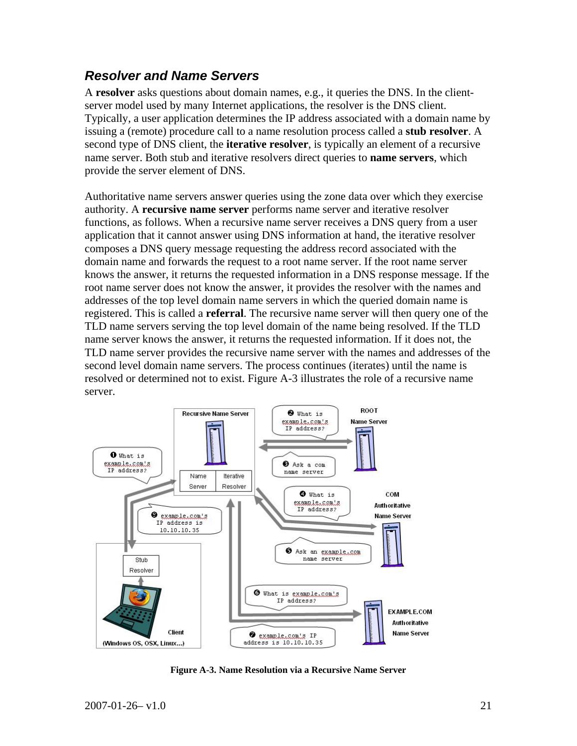### *Resolver and Name Servers*

A **resolver** asks questions about domain names, e.g., it queries the DNS. In the client-server model used by many Internet applications, the resolver is the DNS client. Typically, a user application determines the IP address associated with a domain name by issuing a (remote) procedure call to a name resolution process called a **stub resolver**. A second type of DNS client, the **iterative resolver**, is typically an element of a recursive name server. Both stub and iterative resolvers direct queries to **name servers**, which provide the server element of DNS.

Authoritative name servers answer queries using the zone data over which they exercise authority. A **recursive name server** performs name server and iterative resolver functions, as follows. When a recursive name server receives a DNS query from a user application that it cannot answer using DNS information at hand, the iterative resolver composes a DNS query message requesting the address record associated with the domain name and forwards the request to a root name server. If the root name server knows the answer, it returns the requested information in a DNS response message. If the root name server does not know the answer, it provides the resolver with the names and addresses of the top level domain name servers in which the queried domain name is registered. This is called a **referral**. The recursive name server will then query one of the TLD name servers serving the top level domain of the name being resolved. If the TLD name server knows the answer, it returns the requested information. If it does not, the TLD name server provides the recursive name server with the names and addresses of the second level domain name servers. The process continues (iterates) until the name is resolved or determined not to exist. Figure A-3 illustrates the role of a recursive name server.

**Figure A-3. Name Resolution via a Recursive Name Server**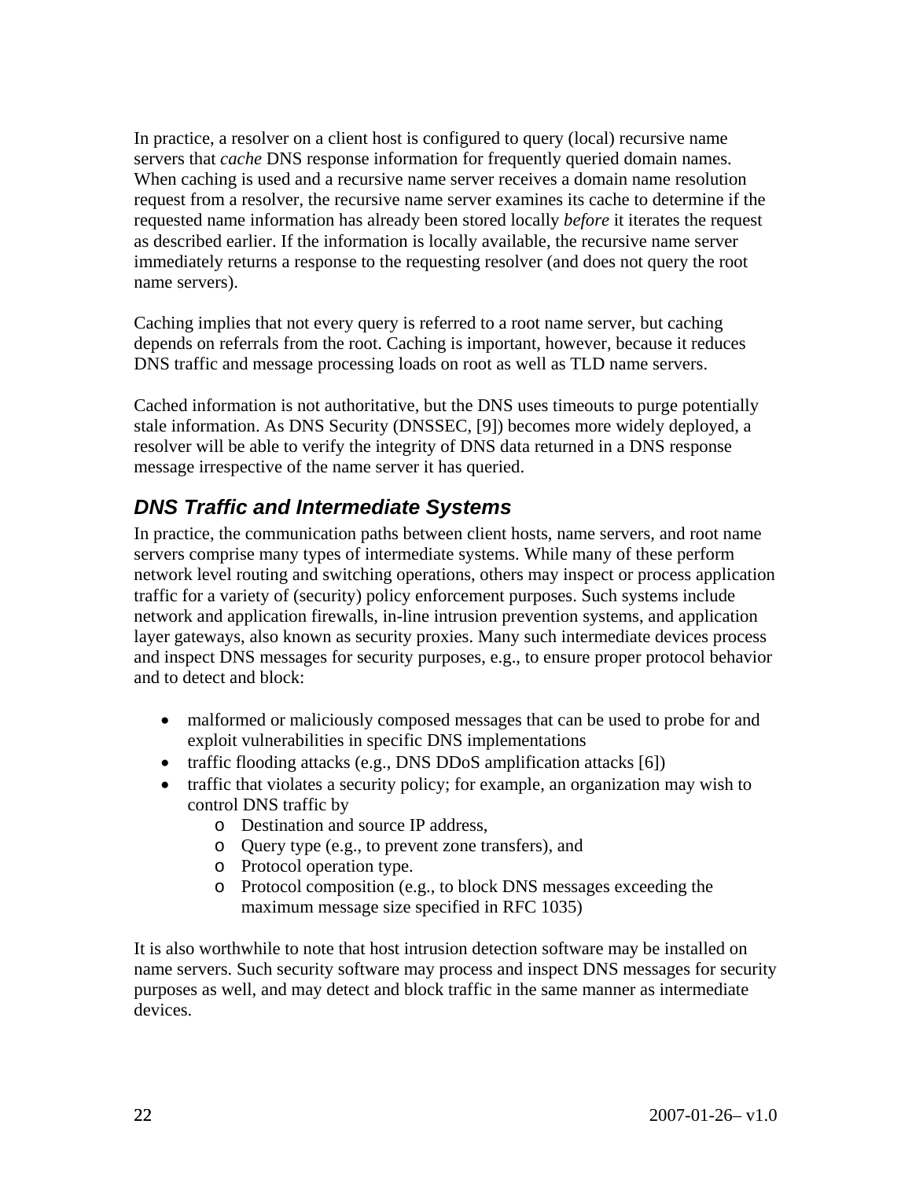In practice, a resolver on a client host is configured to query (local) recursive name servers that *cache* DNS response information for frequently queried domain names. When caching is used and a recursive name server receives a domain name resolution request from a resolver, the recursive name server examines its cache to determine if the requested name information has already been stored locally *before* it iterates the request as described earlier. If the information is locally available, the recursive name server immediately returns a response to the requesting resolver (and does not query the root name servers).

Caching implies that not every query is referred to a root name server, but caching depends on referrals from the root. Caching is important, however, because it reduces DNS traffic and message processing loads on root as well as TLD name servers.

Cached information is not authoritative, but the DNS uses timeouts to purge potentially stale information. As DNS Security (DNSSEC, [9]) becomes more widely deployed, a resolver will be able to verify the integrity of DNS data returned in a DNS response message irrespective of the name server it has queried.

## *DNS Traffic and Intermediate Systems*

In practice, the communication paths between client hosts, name servers, and root name servers comprise many types of intermediate systems. While many of these perform network level routing and switching operations, others may inspect or process application traffic for a variety of (security) policy enforcement purposes. Such systems include network and application firewalls, in-line intrusion prevention systems, and application layer gateways, also known as security proxies. Many such intermediate devices process and inspect DNS messages for security purposes, e.g., to ensure proper protocol behavior and to detect and block:

- malformed or maliciously composed messages that can be used to probe for and exploit vulnerabilities in specific DNS implementations
- traffic flooding attacks (e.g., DNS DDoS amplification attacks [6])
- traffic that violates a security policy; for example, an organization may wish to control DNS traffic by
  - Destination and source IP address,
  - Query type (e.g., to prevent zone transfers), and
  - Protocol operation type.
  - Protocol composition (e.g., to block DNS messages exceeding the maximum message size specified in RFC 1035)

It is also worthwhile to note that host intrusion detection software may be installed on name servers. Such security software may process and inspect DNS messages for security purposes as well, and may detect and block traffic in the same manner as intermediate devices.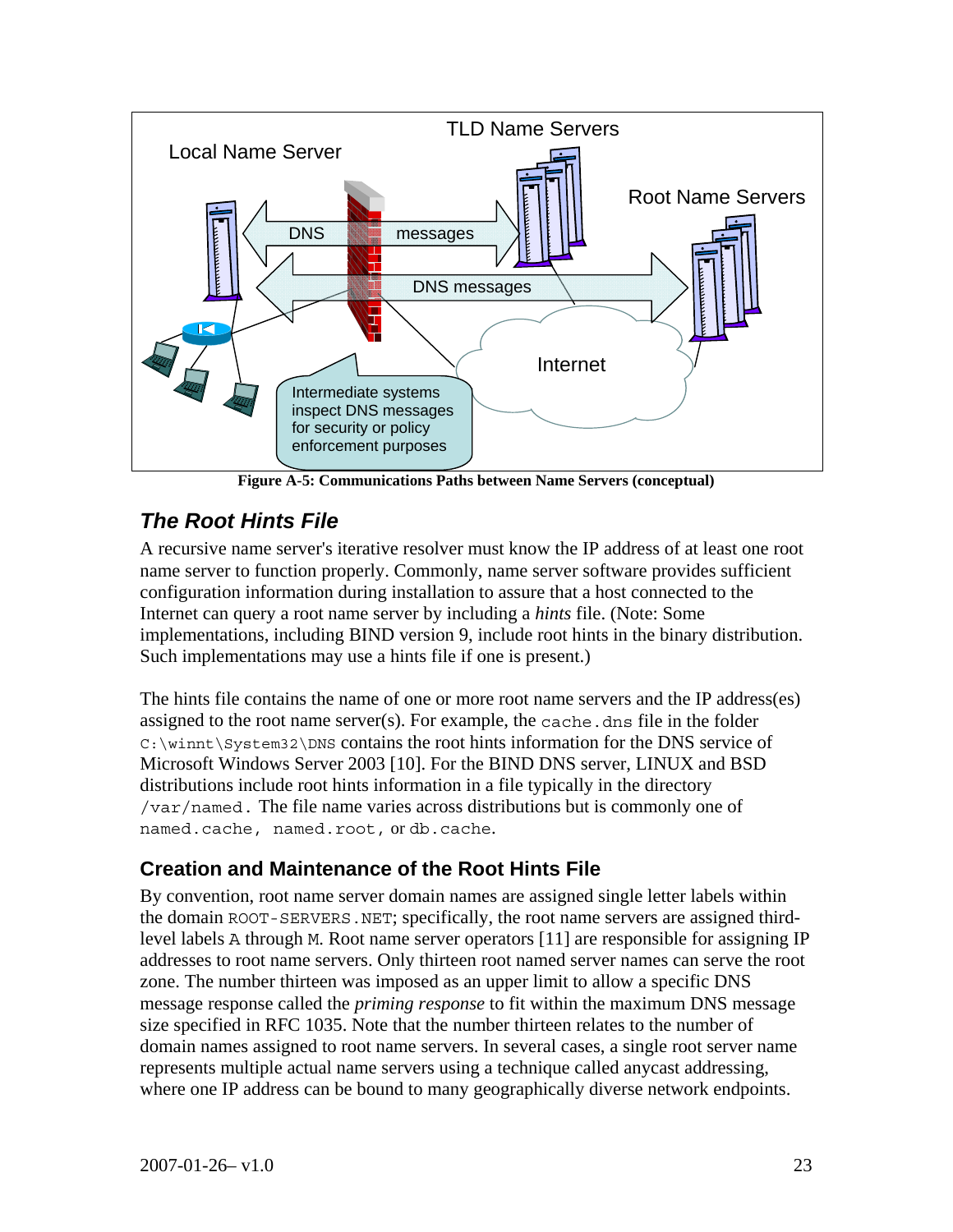**Figure A-5: Communications Paths between Name Servers (conceptual)**

## *The Root Hints File*

A recursive name server's iterative resolver must know the IP address of at least one root name server to function properly. Commonly, name server software provides sufficient configuration information during installation to assure that a host connected to the Internet can query a root name server by including a *hints* file. (Note: Some implementations, including BIND version 9, include root hints in the binary distribution. Such implementations may use a hints file if one is present.)

The hints file contains the name of one or more root name servers and the IP address(es) assigned to the root name server(s). For example, the `cache.dns` file in the folder `C:\winnt\System32\DNS` contains the root hints information for the DNS service of Microsoft Windows Server 2003 [10]. For the BIND DNS server, LINUX and BSD distributions include root hints information in a file typically in the directory `/var/named`. The file name varies across distributions but is commonly one of `named.cache`, `named.root`, or `db.cache`.

### Creation and Maintenance of the Root Hints File

By convention, root name server domain names are assigned single letter labels within the domain `ROOT-SERVERS.NET`; specifically, the root name servers are assigned third-level labels `A` through `M`. Root name server operators [11] are responsible for assigning IP addresses to root name servers. Only thirteen root named server names can serve the root zone. The number thirteen was imposed as an upper limit to allow a specific DNS message response called the *priming response* to fit within the maximum DNS message size specified in RFC 1035. Note that the number thirteen relates to the number of domain names assigned to root name servers. In several cases, a single root server name represents multiple actual name servers using a technique called anycast addressing, where one IP address can be bound to many geographically diverse network endpoints.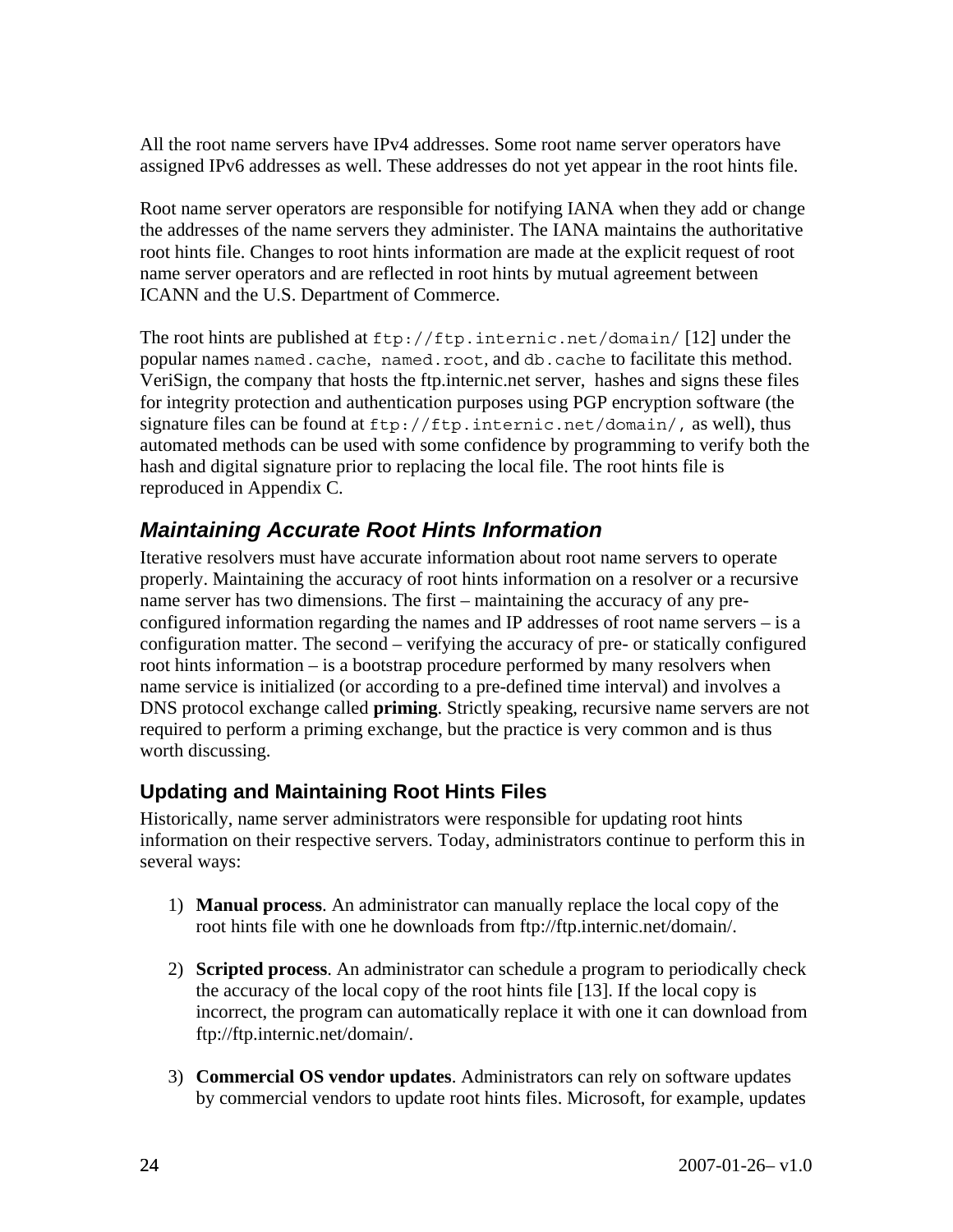All the root name servers have IPv4 addresses. Some root name server operators have assigned IPv6 addresses as well. These addresses do not yet appear in the root hints file.

Root name server operators are responsible for notifying IANA when they add or change the addresses of the name servers they administer. The IANA maintains the authoritative root hints file. Changes to root hints information are made at the explicit request of root name server operators and are reflected in root hints by mutual agreement between ICANN and the U.S. Department of Commerce.

The root hints are published at `ftp://ftp.internic.net/domain/` [12] under the popular names `named.cache`, `named.root`, and `db.cache` to facilitate this method. VeriSign, the company that hosts the ftp.internic.net server, hashes and signs these files for integrity protection and authentication purposes using PGP encryption software (the signature files can be found at `ftp://ftp.internic.net/domain/`, as well), thus automated methods can be used with some confidence by programming to verify both the hash and digital signature prior to replacing the local file. The root hints file is reproduced in Appendix C.

## *Maintaining Accurate Root Hints Information*

Iterative resolvers must have accurate information about root name servers to operate properly. Maintaining the accuracy of root hints information on a resolver or a recursive name server has two dimensions. The first – maintaining the accuracy of any pre-configured information regarding the names and IP addresses of root name servers – is a configuration matter. The second – verifying the accuracy of pre- or statically configured root hints information – is a bootstrap procedure performed by many resolvers when name service is initialized (or according to a pre-defined time interval) and involves a DNS protocol exchange called **priming**. Strictly speaking, recursive name servers are not required to perform a priming exchange, but the practice is very common and is thus worth discussing.

### Updating and Maintaining Root Hints Files

Historically, name server administrators were responsible for updating root hints information on their respective servers. Today, administrators continue to perform this in several ways:

1) **Manual process**. An administrator can manually replace the local copy of the root hints file with one he downloads from ftp://ftp.internic.net/domain/.

2) **Scripted process**. An administrator can schedule a program to periodically check the accuracy of the local copy of the root hints file [13]. If the local copy is incorrect, the program can automatically replace it with one it can download from ftp://ftp.internic.net/domain/.

3) **Commercial OS vendor updates**. Administrators can rely on software updates by commercial vendors to update root hints files. Microsoft, for example, updates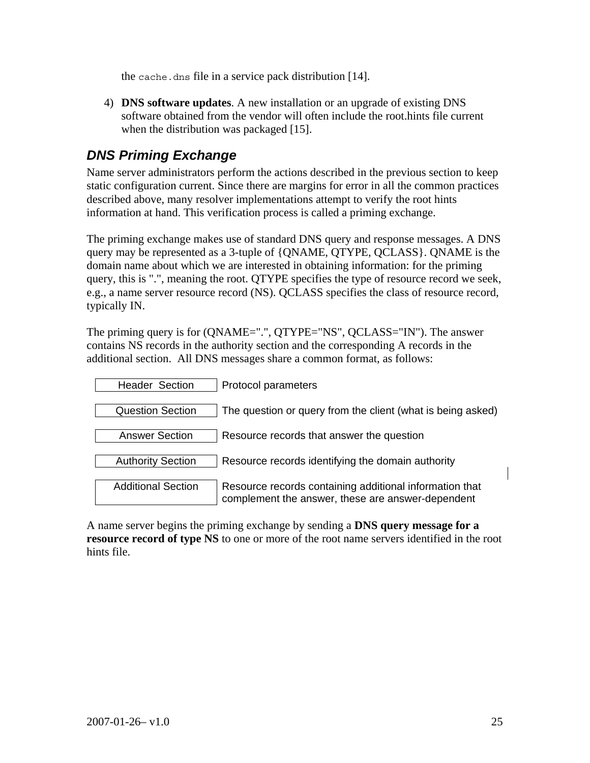the `cache.dns` file in a service pack distribution [14].

4) **DNS software updates**. A new installation or an upgrade of existing DNS software obtained from the vendor will often include the root.hints file current when the distribution was packaged [15].

## DNS Priming Exchange

Name server administrators perform the actions described in the previous section to keep static configuration current. Since there are margins for error in all the common practices described above, many resolver implementations attempt to verify the root hints information at hand. This verification process is called a priming exchange.

The priming exchange makes use of standard DNS query and response messages. A DNS query may be represented as a 3-tuple of {QNAME, QTYPE, QCLASS}. QNAME is the domain name about which we are interested in obtaining information: for the priming query, this is ".", meaning the root. QTYPE specifies the type of resource record we seek, e.g., a name server resource record (NS). QCLASS specifies the class of resource record, typically IN.

The priming query is for (QNAME=".", QTYPE="NS", QCLASS="IN"). The answer contains NS records in the authority section and the corresponding A records in the additional section. All DNS messages share a common format, as follows:

| Section | Description |
|---|---|
| Header Section | Protocol parameters |
| Question Section | The question or query from the client (what is being asked) |
| Answer Section | Resource records that answer the question |
| Authority Section | Resource records identifying the domain authority |
| Additional Section | Resource records containing additional information that complement the answer, these are answer-dependent |

A name server begins the priming exchange by sending a **DNS query message for a resource record of type NS** to one or more of the root name servers identified in the root hints file.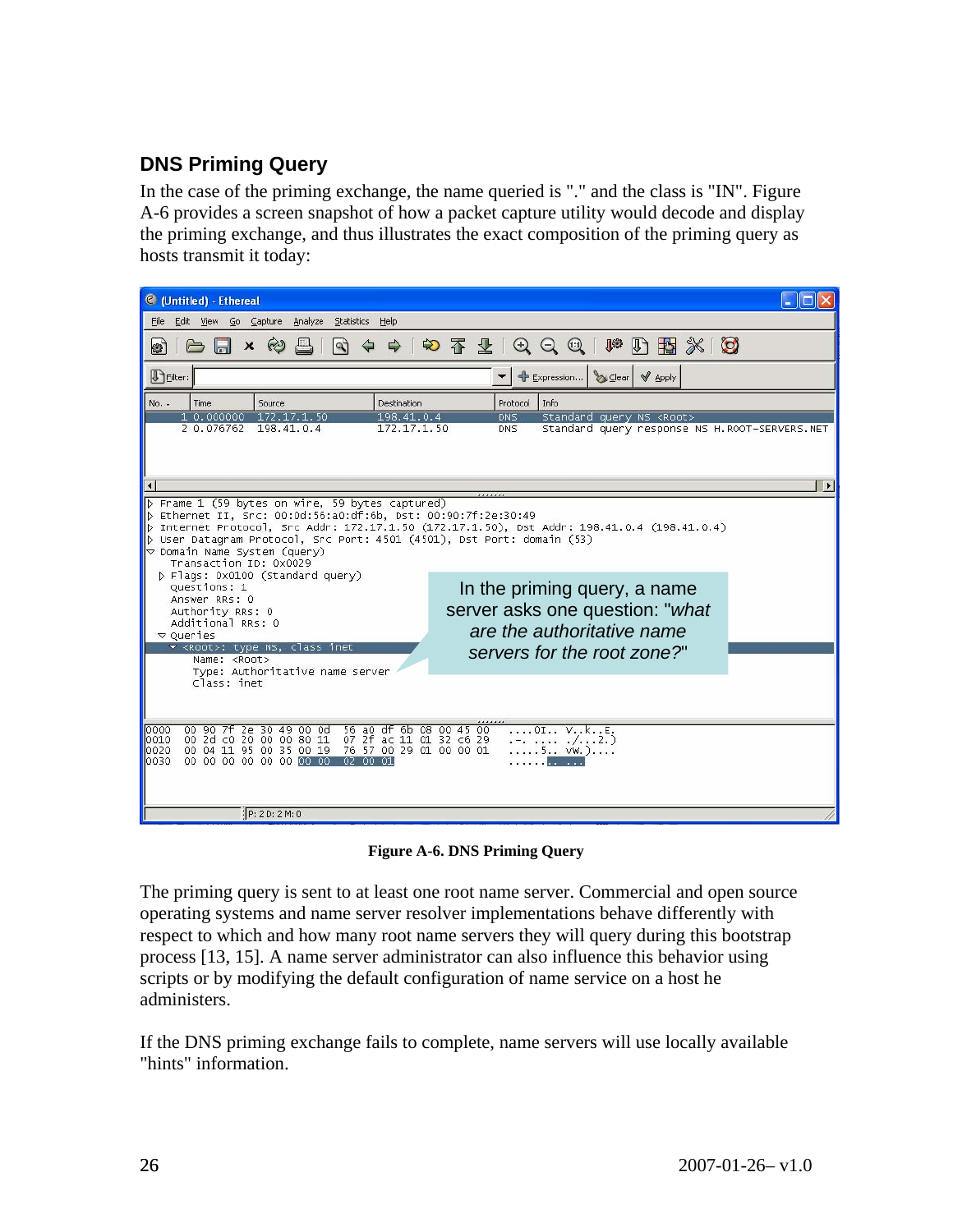### DNS Priming Query

In the case of the priming exchange, the name queried is "." and the class is "IN". Figure A-6 provides a screen snapshot of how a packet capture utility would decode and display the priming exchange, and thus illustrates the exact composition of the priming query as hosts transmit it today:

**Figure A-6. DNS Priming Query**

The priming query is sent to at least one root name server. Commercial and open source operating systems and name server resolver implementations behave differently with respect to which and how many root name servers they will query during this bootstrap process [13, 15]. A name server administrator can also influence this behavior using scripts or by modifying the default configuration of name service on a host he administers.

If the DNS priming exchange fails to complete, name servers will use locally available "hints" information.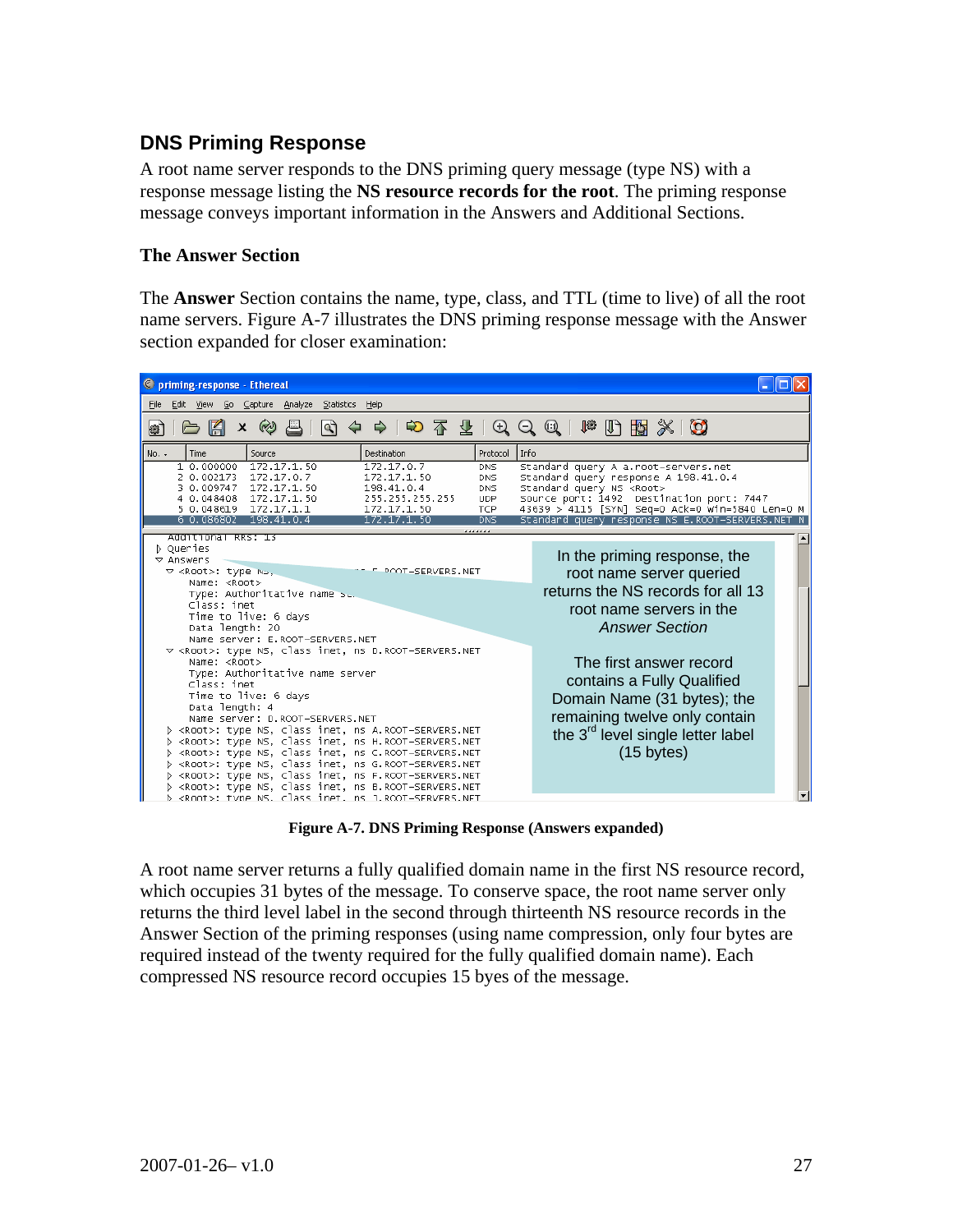## DNS Priming Response

A root name server responds to the DNS priming query message (type NS) with a response message listing the **NS resource records for the root**. The priming response message conveys important information in the Answers and Additional Sections.

### The Answer Section

The **Answer** Section contains the name, type, class, and TTL (time to live) of all the root name servers. Figure A-7 illustrates the DNS priming response message with the Answer section expanded for closer examination:

**Figure A-7. DNS Priming Response (Answers expanded)**

A root name server returns a fully qualified domain name in the first NS resource record, which occupies 31 bytes of the message. To conserve space, the root name server only returns the third level label in the second through thirteenth NS resource records in the Answer Section of the priming responses (using name compression, only four bytes are required instead of the twenty required for the fully qualified domain name). Each compressed NS resource record occupies 15 byes of the message.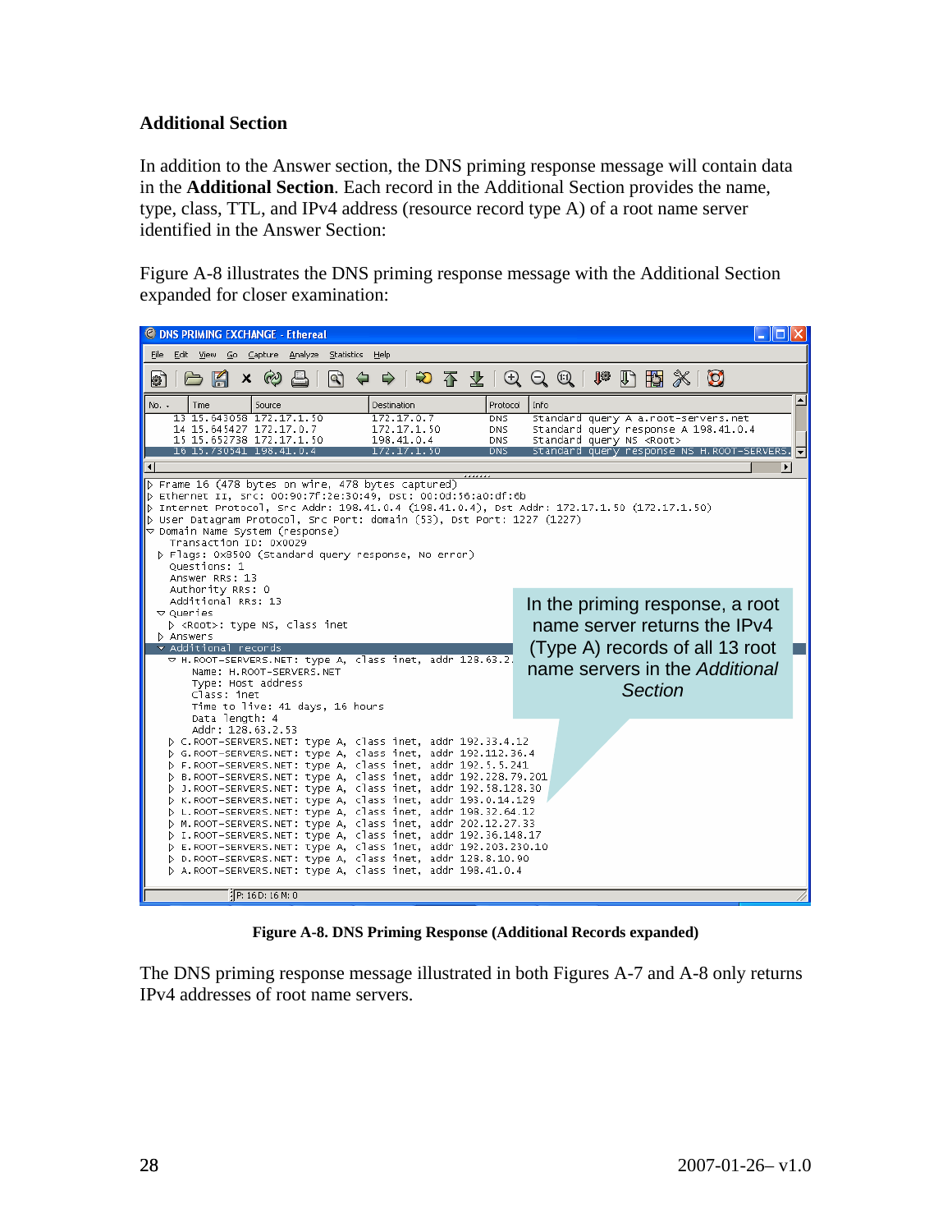### Additional Section

In addition to the Answer section, the DNS priming response message will contain data in the **Additional Section**. Each record in the Additional Section provides the name, type, class, TTL, and IPv4 address (resource record type A) of a root name server identified in the Answer Section:

Figure A-8 illustrates the DNS priming response message with the Additional Section expanded for closer examination:

**Figure A-8. DNS Priming Response (Additional Records expanded)**

The DNS priming response message illustrated in both Figures A-7 and A-8 only returns IPv4 addresses of root name servers.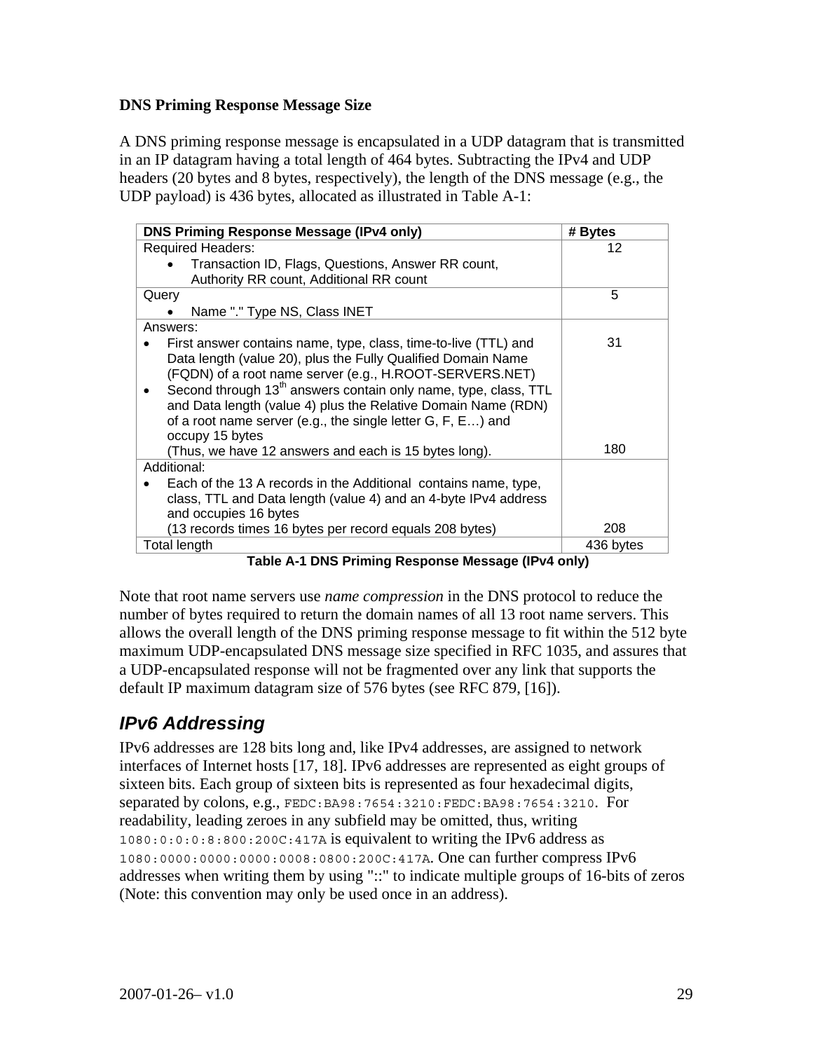**DNS Priming Response Message Size**

A DNS priming response message is encapsulated in a UDP datagram that is transmitted in an IP datagram having a total length of 464 bytes. Subtracting the IPv4 and UDP headers (20 bytes and 8 bytes, respectively), the length of the DNS message (e.g., the UDP payload) is 436 bytes, allocated as illustrated in Table A-1:

| DNS Priming Response Message (IPv4 only) | # Bytes |
|---|---|
| Required Headers:<br>• Transaction ID, Flags, Questions, Answer RR count, Authority RR count, Additional RR count | 12 |
| Query<br>• Name "." Type NS, Class INET | 5 |
| Answers:<br>• First answer contains name, type, class, time-to-live (TTL) and Data length (value 20), plus the Fully Qualified Domain Name (FQDN) of a root name server (e.g., H.ROOT-SERVERS.NET)<br>• Second through 13th answers contain only name, type, class, TTL and Data length (value 4) plus the Relative Domain Name (RDN) of a root name server (e.g., the single letter G, F, E…) and occupy 15 bytes<br>(Thus, we have 12 answers and each is 15 bytes long). | 31<br><br>180 |
| Additional:<br>• Each of the 13 A records in the Additional contains name, type, class, TTL and Data length (value 4) and an 4-byte IPv4 address and occupies 16 bytes<br>(13 records times 16 bytes per record equals 208 bytes) | 208 |
| Total length | 436 bytes |

**Table A-1 DNS Priming Response Message (IPv4 only)**

Note that root name servers use *name compression* in the DNS protocol to reduce the number of bytes required to return the domain names of all 13 root name servers. This allows the overall length of the DNS priming response message to fit within the 512 byte maximum UDP-encapsulated DNS message size specified in RFC 1035, and assures that a UDP-encapsulated response will not be fragmented over any link that supports the default IP maximum datagram size of 576 bytes (see RFC 879, [16]).

## *IPv6 Addressing*

IPv6 addresses are 128 bits long and, like IPv4 addresses, are assigned to network interfaces of Internet hosts [17, 18]. IPv6 addresses are represented as eight groups of sixteen bits. Each group of sixteen bits is represented as four hexadecimal digits, separated by colons, e.g., `FEDC:BA98:7654:3210:FEDC:BA98:7654:3210`. For readability, leading zeroes in any subfield may be omitted, thus, writing `1080:0:0:0:8:800:200C:417A` is equivalent to writing the IPv6 address as `1080:0000:0000:0000:0008:0800:200C:417A`. One can further compress IPv6 addresses when writing them by using "::" to indicate multiple groups of 16-bits of zeros (Note: this convention may only be used once in an address).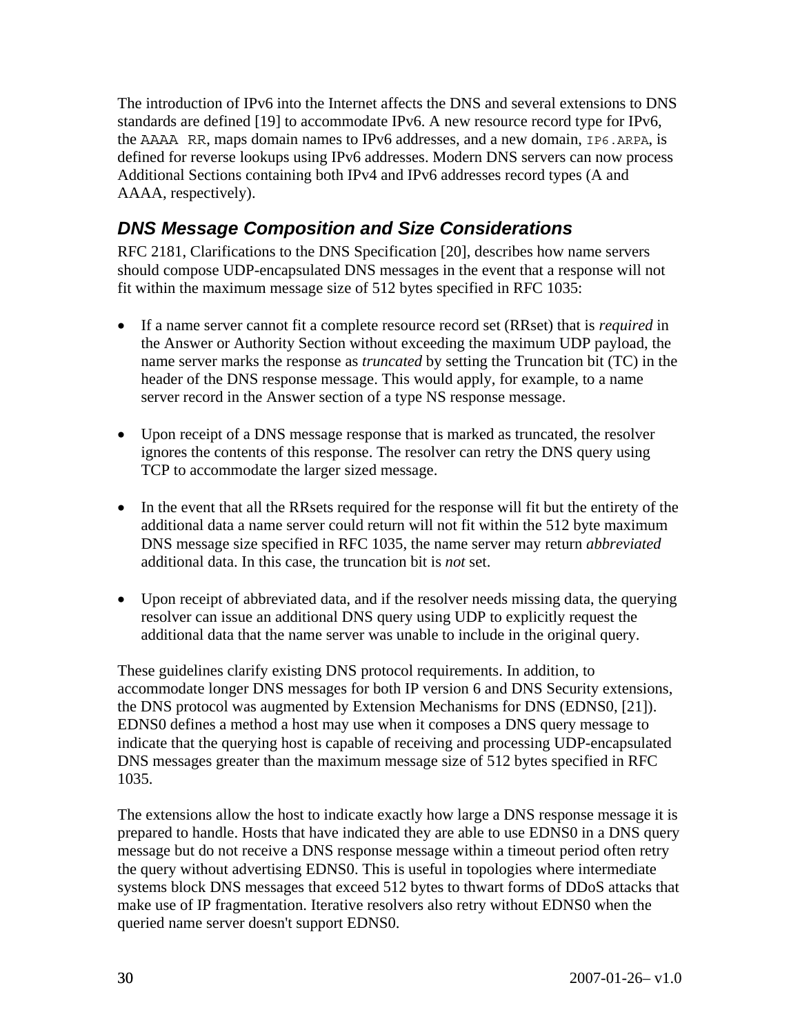The introduction of IPv6 into the Internet affects the DNS and several extensions to DNS standards are defined [19] to accommodate IPv6. A new resource record type for IPv6, the `AAAA RR`, maps domain names to IPv6 addresses, and a new domain, `IP6.ARPA`, is defined for reverse lookups using IPv6 addresses. Modern DNS servers can now process Additional Sections containing both IPv4 and IPv6 addresses record types (A and AAAA, respectively).

## DNS Message Composition and Size Considerations

RFC 2181, Clarifications to the DNS Specification [20], describes how name servers should compose UDP-encapsulated DNS messages in the event that a response will not fit within the maximum message size of 512 bytes specified in RFC 1035:

- If a name server cannot fit a complete resource record set (RRset) that is *required* in the Answer or Authority Section without exceeding the maximum UDP payload, the name server marks the response as *truncated* by setting the Truncation bit (TC) in the header of the DNS response message. This would apply, for example, to a name server record in the Answer section of a type NS response message.

- Upon receipt of a DNS message response that is marked as truncated, the resolver ignores the contents of this response. The resolver can retry the DNS query using TCP to accommodate the larger sized message.

- In the event that all the RRsets required for the response will fit but the entirety of the additional data a name server could return will not fit within the 512 byte maximum DNS message size specified in RFC 1035, the name server may return *abbreviated* additional data. In this case, the truncation bit is *not* set.

- Upon receipt of abbreviated data, and if the resolver needs missing data, the querying resolver can issue an additional DNS query using UDP to explicitly request the additional data that the name server was unable to include in the original query.

These guidelines clarify existing DNS protocol requirements. In addition, to accommodate longer DNS messages for both IP version 6 and DNS Security extensions, the DNS protocol was augmented by Extension Mechanisms for DNS (EDNS0, [21]). EDNS0 defines a method a host may use when it composes a DNS query message to indicate that the querying host is capable of receiving and processing UDP-encapsulated DNS messages greater than the maximum message size of 512 bytes specified in RFC 1035.

The extensions allow the host to indicate exactly how large a DNS response message it is prepared to handle. Hosts that have indicated they are able to use EDNS0 in a DNS query message but do not receive a DNS response message within a timeout period often retry the query without advertising EDNS0. This is useful in topologies where intermediate systems block DNS messages that exceed 512 bytes to thwart forms of DDoS attacks that make use of IP fragmentation. Iterative resolvers also retry without EDNS0 when the queried name server doesn't support EDNS0.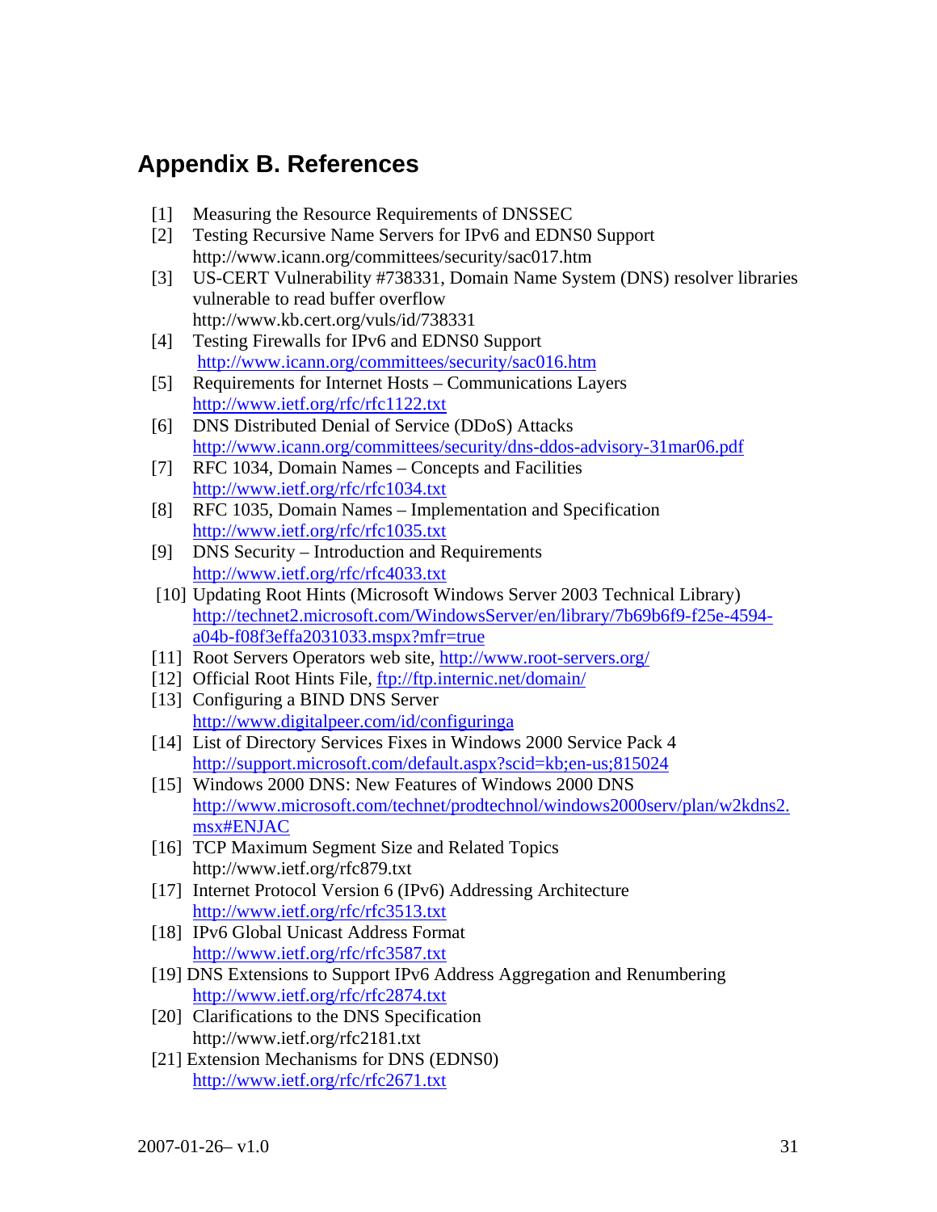## Appendix B. References

[1] Measuring the Resource Requirements of DNSSEC

[2] Testing Recursive Name Servers for IPv6 and EDNS0 Support
http://www.icann.org/committees/security/sac017.htm

[3] US-CERT Vulnerability #738331, Domain Name System (DNS) resolver libraries vulnerable to read buffer overflow
http://www.kb.cert.org/vuls/id/738331

[4] Testing Firewalls for IPv6 and EDNS0 Support
http://www.icann.org/committees/security/sac016.htm

[5] Requirements for Internet Hosts – Communications Layers
http://www.ietf.org/rfc/rfc1122.txt

[6] DNS Distributed Denial of Service (DDoS) Attacks
http://www.icann.org/committees/security/dns-ddos-advisory-31mar06.pdf

[7] RFC 1034, Domain Names – Concepts and Facilities
http://www.ietf.org/rfc/rfc1034.txt

[8] RFC 1035, Domain Names – Implementation and Specification
http://www.ietf.org/rfc/rfc1035.txt

[9] DNS Security – Introduction and Requirements
http://www.ietf.org/rfc/rfc4033.txt

[10] Updating Root Hints (Microsoft Windows Server 2003 Technical Library)
http://technet2.microsoft.com/WindowsServer/en/library/7b69b6f9-f25e-4594-a04b-f08f3effa2031033.mspx?mfr=true

[11] Root Servers Operators web site, http://www.root-servers.org/

[12] Official Root Hints File, ftp://ftp.internic.net/domain/

[13] Configuring a BIND DNS Server
http://www.digitalpeer.com/id/configuringa

[14] List of Directory Services Fixes in Windows 2000 Service Pack 4
http://support.microsoft.com/default.aspx?scid=kb;en-us;815024

[15] Windows 2000 DNS: New Features of Windows 2000 DNS
http://www.microsoft.com/technet/prodtechnol/windows2000serv/plan/w2kdns2.msx#ENJAC

[16] TCP Maximum Segment Size and Related Topics
http://www.ietf.org/rfc879.txt

[17] Internet Protocol Version 6 (IPv6) Addressing Architecture
http://www.ietf.org/rfc/rfc3513.txt

[18] IPv6 Global Unicast Address Format
http://www.ietf.org/rfc/rfc3587.txt

[19] DNS Extensions to Support IPv6 Address Aggregation and Renumbering
http://www.ietf.org/rfc/rfc2874.txt

[20] Clarifications to the DNS Specification
http://www.ietf.org/rfc2181.txt

[21] Extension Mechanisms for DNS (EDNS0)
http://www.ietf.org/rfc/rfc2671.txt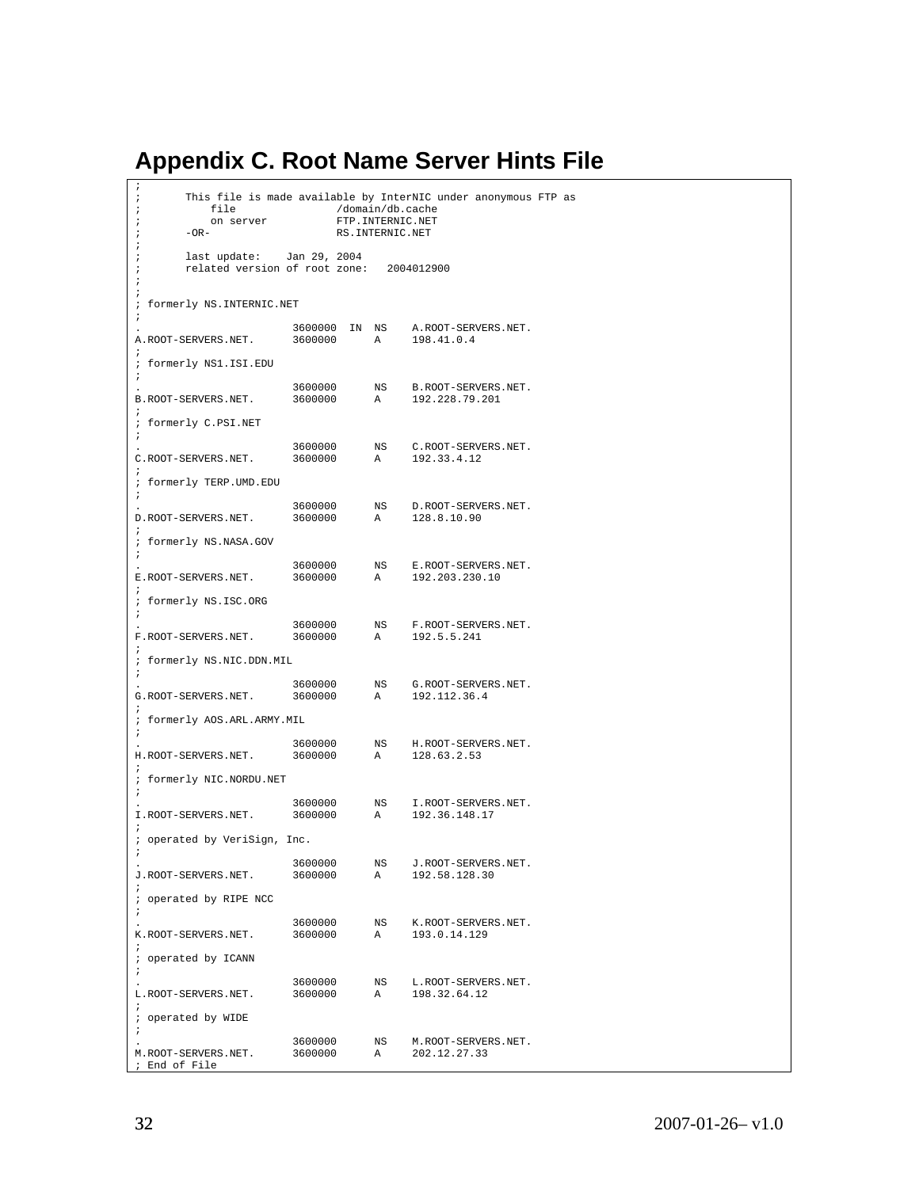# Appendix C. Root Name Server Hints File

```
;
;       This file is made available by InterNIC under anonymous FTP as
;           file                /domain/db.cache
;           on server           FTP.INTERNIC.NET
;       -OR-                    RS.INTERNIC.NET
;
;       last update:    Jan 29, 2004
;       related version of root zone:   2004012900
;
;
; formerly NS.INTERNIC.NET
;
.                        3600000  IN  NS    A.ROOT-SERVERS.NET.
A.ROOT-SERVERS.NET.      3600000      A     198.41.0.4
;
; formerly NS1.ISI.EDU
;
.                        3600000      NS    B.ROOT-SERVERS.NET.
B.ROOT-SERVERS.NET.      3600000      A     192.228.79.201
;
; formerly C.PSI.NET
;
.                        3600000      NS    C.ROOT-SERVERS.NET.
C.ROOT-SERVERS.NET.      3600000      A     192.33.4.12
;
; formerly TERP.UMD.EDU
;
.                        3600000      NS    D.ROOT-SERVERS.NET.
D.ROOT-SERVERS.NET.      3600000      A     128.8.10.90
;
; formerly NS.NASA.GOV
;
.                        3600000      NS    E.ROOT-SERVERS.NET.
E.ROOT-SERVERS.NET.      3600000      A     192.203.230.10
;
; formerly NS.ISC.ORG
;
.                        3600000      NS    F.ROOT-SERVERS.NET.
F.ROOT-SERVERS.NET.      3600000      A     192.5.5.241
;
; formerly NS.NIC.DDN.MIL
;
.                        3600000      NS    G.ROOT-SERVERS.NET.
G.ROOT-SERVERS.NET.      3600000      A     192.112.36.4
;
; formerly AOS.ARL.ARMY.MIL
;
.                        3600000      NS    H.ROOT-SERVERS.NET.
H.ROOT-SERVERS.NET.      3600000      A     128.63.2.53
;
; formerly NIC.NORDU.NET
;
.                        3600000      NS    I.ROOT-SERVERS.NET.
I.ROOT-SERVERS.NET.      3600000      A     192.36.148.17
;
; operated by VeriSign, Inc.
;
.                        3600000      NS    J.ROOT-SERVERS.NET.
J.ROOT-SERVERS.NET.      3600000      A     192.58.128.30
;
; operated by RIPE NCC
;
.                        3600000      NS    K.ROOT-SERVERS.NET.
K.ROOT-SERVERS.NET.      3600000      A     193.0.14.129
;
; operated by ICANN
;
.                        3600000      NS    L.ROOT-SERVERS.NET.
L.ROOT-SERVERS.NET.      3600000      A     198.32.64.12
;
; operated by WIDE
;
.                        3600000      NS    M.ROOT-SERVERS.NET.
M.ROOT-SERVERS.NET.      3600000      A     202.12.27.33
; End of File
```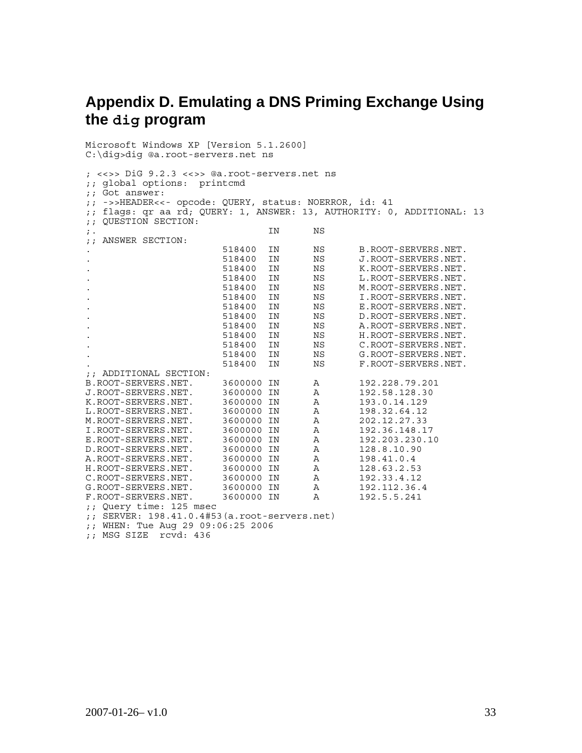# Appendix D. Emulating a DNS Priming Exchange Using the `dig` program

```
Microsoft Windows XP [Version 5.1.2600]
C:\dig>dig @a.root-servers.net ns

; <<>> DiG 9.2.3 <<>> @a.root-servers.net ns
;; global options:  printcmd
;; Got answer:
;; ->>HEADER<<- opcode: QUERY, status: NOERROR, id: 41
;; flags: qr aa rd; QUERY: 1, ANSWER: 13, AUTHORITY: 0, ADDITIONAL: 13
;; QUESTION SECTION:
;.                              IN      NS
;; ANSWER SECTION:
.                       518400  IN      NS      B.ROOT-SERVERS.NET.
.                       518400  IN      NS      J.ROOT-SERVERS.NET.
.                       518400  IN      NS      K.ROOT-SERVERS.NET.
.                       518400  IN      NS      L.ROOT-SERVERS.NET.
.                       518400  IN      NS      M.ROOT-SERVERS.NET.
.                       518400  IN      NS      I.ROOT-SERVERS.NET.
.                       518400  IN      NS      E.ROOT-SERVERS.NET.
.                       518400  IN      NS      D.ROOT-SERVERS.NET.
.                       518400  IN      NS      A.ROOT-SERVERS.NET.
.                       518400  IN      NS      H.ROOT-SERVERS.NET.
.                       518400  IN      NS      C.ROOT-SERVERS.NET.
.                       518400  IN      NS      G.ROOT-SERVERS.NET.
.                       518400  IN      NS      F.ROOT-SERVERS.NET.
;; ADDITIONAL SECTION:
B.ROOT-SERVERS.NET.     3600000 IN      A       192.228.79.201
J.ROOT-SERVERS.NET.     3600000 IN      A       192.58.128.30
K.ROOT-SERVERS.NET.     3600000 IN      A       193.0.14.129
L.ROOT-SERVERS.NET.     3600000 IN      A       198.32.64.12
M.ROOT-SERVERS.NET.     3600000 IN      A       202.12.27.33
I.ROOT-SERVERS.NET.     3600000 IN      A       192.36.148.17
E.ROOT-SERVERS.NET.     3600000 IN      A       192.203.230.10
D.ROOT-SERVERS.NET.     3600000 IN      A       128.8.10.90
A.ROOT-SERVERS.NET.     3600000 IN      A       198.41.0.4
H.ROOT-SERVERS.NET.     3600000 IN      A       128.63.2.53
C.ROOT-SERVERS.NET.     3600000 IN      A       192.33.4.12
G.ROOT-SERVERS.NET.     3600000 IN      A       192.112.36.4
F.ROOT-SERVERS.NET.     3600000 IN      A       192.5.5.241
;; Query time: 125 msec
;; SERVER: 198.41.0.4#53(a.root-servers.net)
;; WHEN: Tue Aug 29 09:06:25 2006
;; MSG SIZE  rcvd: 436
```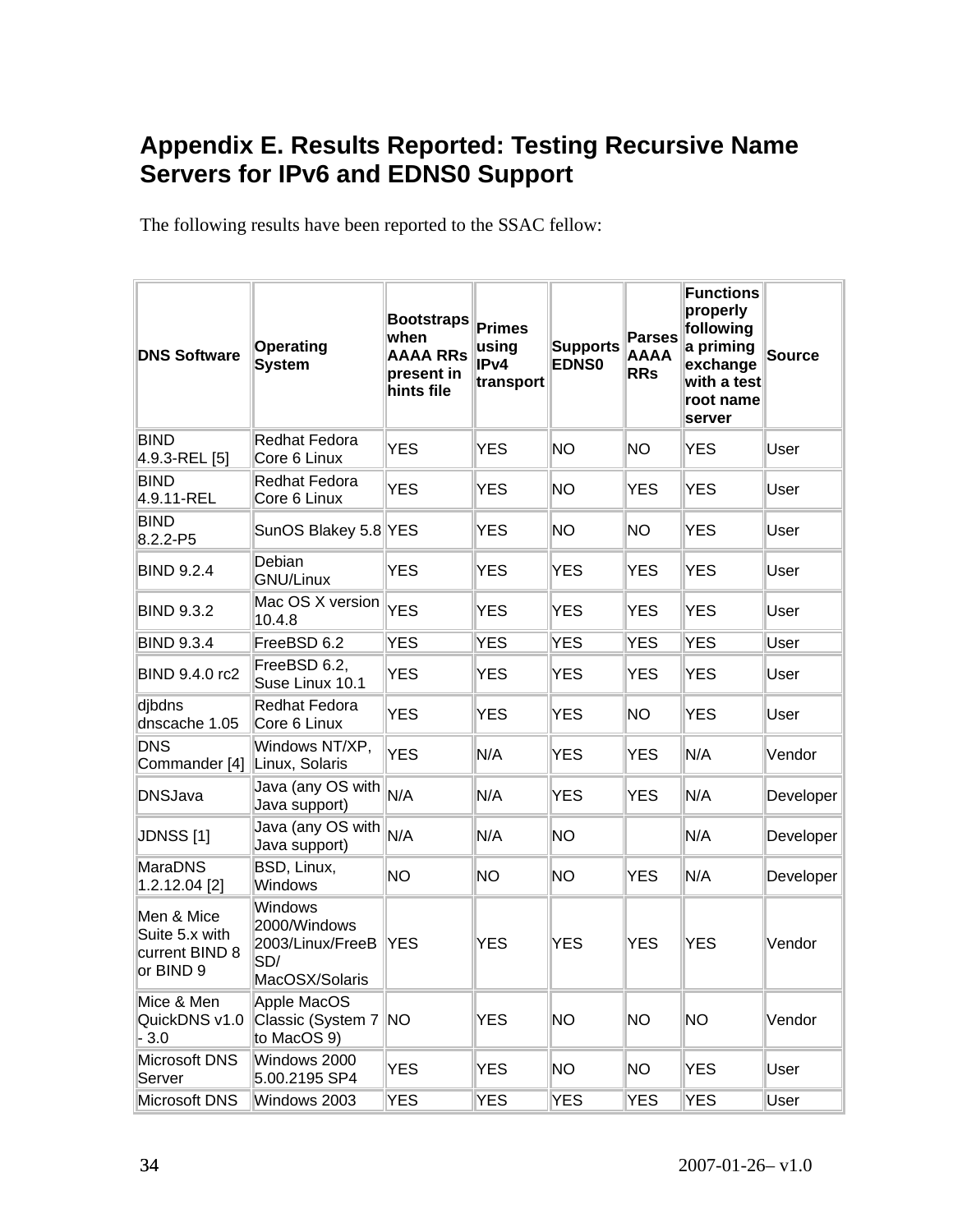## Appendix E. Results Reported: Testing Recursive Name Servers for IPv6 and EDNS0 Support

The following results have been reported to the SSAC fellow:

| DNS Software | Operating System | Bootstraps when AAAA RRs present in hints file | Primes using IPv4 transport | Supports EDNS0 | Parses AAAA RRs | Functions properly following a priming exchange with a test root name server | Source |
|---|---|---|---|---|---|---|---|
| BIND 4.9.3-REL [5] | Redhat Fedora Core 6 Linux | YES | YES | NO | NO | YES | User |
| BIND 4.9.11-REL | Redhat Fedora Core 6 Linux | YES | YES | NO | YES | YES | User |
| BIND 8.2.2-P5 | SunOS Blakey 5.8 | YES | YES | NO | NO | YES | User |
| BIND 9.2.4 | Debian GNU/Linux | YES | YES | YES | YES | YES | User |
| BIND 9.3.2 | Mac OS X version 10.4.8 | YES | YES | YES | YES | YES | User |
| BIND 9.3.4 | FreeBSD 6.2 | YES | YES | YES | YES | YES | User |
| BIND 9.4.0 rc2 | FreeBSD 6.2, Suse Linux 10.1 | YES | YES | YES | YES | YES | User |
| djbdns dnscache 1.05 | Redhat Fedora Core 6 Linux | YES | YES | YES | NO | YES | User |
| DNS Commander [4] | Windows NT/XP, Linux, Solaris | YES | N/A | YES | YES | N/A | Vendor |
| DNSJava | Java (any OS with Java support) | N/A | N/A | YES | YES | N/A | Developer |
| JDNSS [1] | Java (any OS with Java support) | N/A | N/A | NO | | N/A | Developer |
| MaraDNS 1.2.12.04 [2] | BSD, Linux, Windows | NO | NO | NO | YES | N/A | Developer |
| Men & Mice Suite 5.x with current BIND 8 or BIND 9 | Windows 2000/Windows 2003/Linux/FreeBSD/ MacOSX/Solaris | YES | YES | YES | YES | YES | Vendor |
| Mice & Men QuickDNS v1.0 - 3.0 | Apple MacOS Classic (System 7 to MacOS 9) | NO | YES | NO | NO | NO | Vendor |
| Microsoft DNS Server | Windows 2000 5.00.2195 SP4 | YES | YES | NO | NO | YES | User |
| Microsoft DNS | Windows 2003 | YES | YES | YES | YES | YES | User |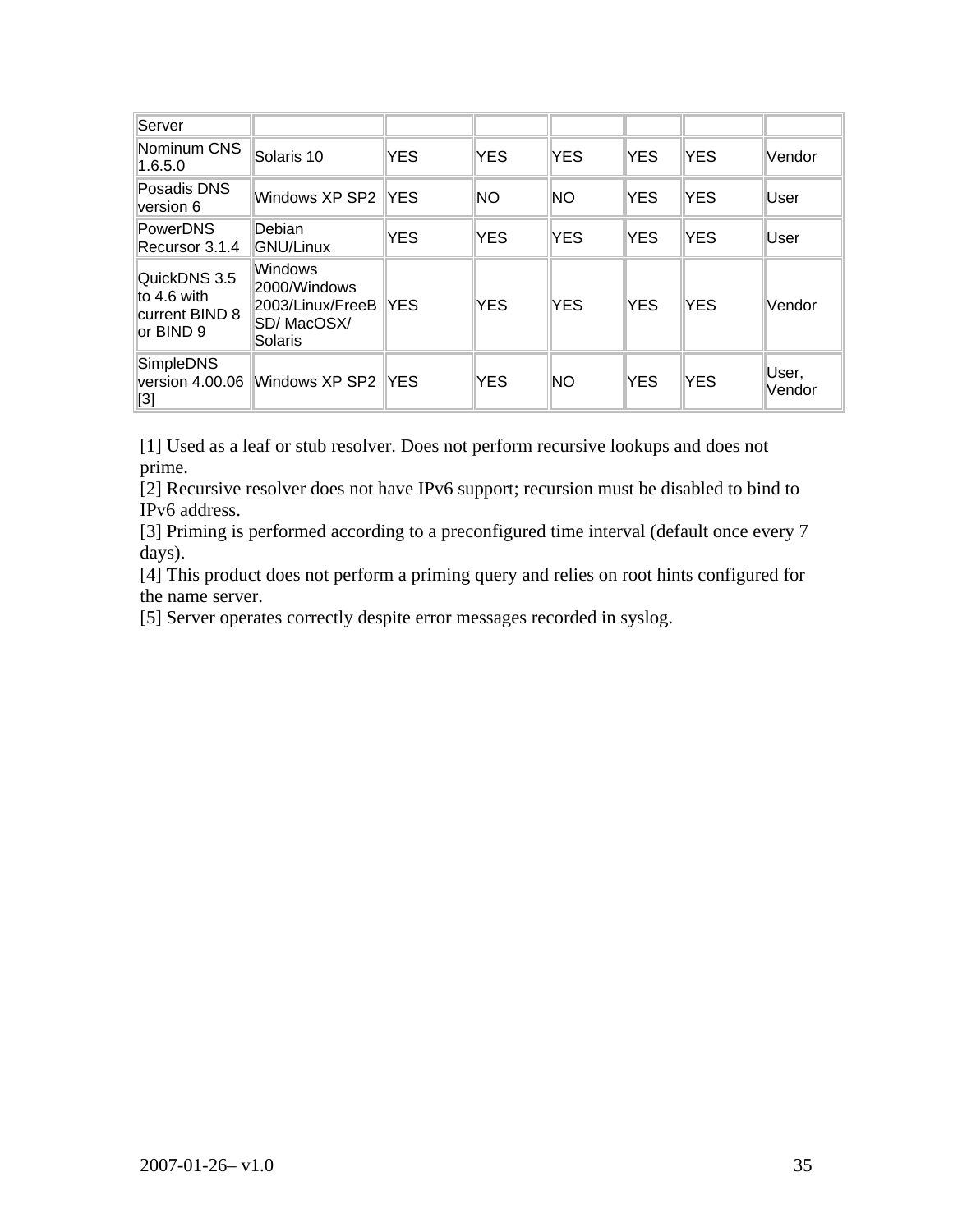| Server | | | | | | | |
|---|---|---|---|---|---|---|---|
| Nominum CNS 1.6.5.0 | Solaris 10 | YES | YES | YES | YES | YES | Vendor |
| Posadis DNS version 6 | Windows XP SP2 | YES | NO | NO | YES | YES | User |
| PowerDNS Recursor 3.1.4 | Debian GNU/Linux | YES | YES | YES | YES | YES | User |
| QuickDNS 3.5 to 4.6 with current BIND 8 or BIND 9 | Windows 2000/Windows 2003/Linux/FreeBSD/ MacOSX/ Solaris | YES | YES | YES | YES | YES | Vendor |
| SimpleDNS version 4.00.06 [3] | Windows XP SP2 | YES | YES | NO | YES | YES | User, Vendor |

[1] Used as a leaf or stub resolver. Does not perform recursive lookups and does not prime.
[2] Recursive resolver does not have IPv6 support; recursion must be disabled to bind to IPv6 address.
[3] Priming is performed according to a preconfigured time interval (default once every 7 days).
[4] This product does not perform a priming query and relies on root hints configured for the name server.
[5] Server operates correctly despite error messages recorded in syslog.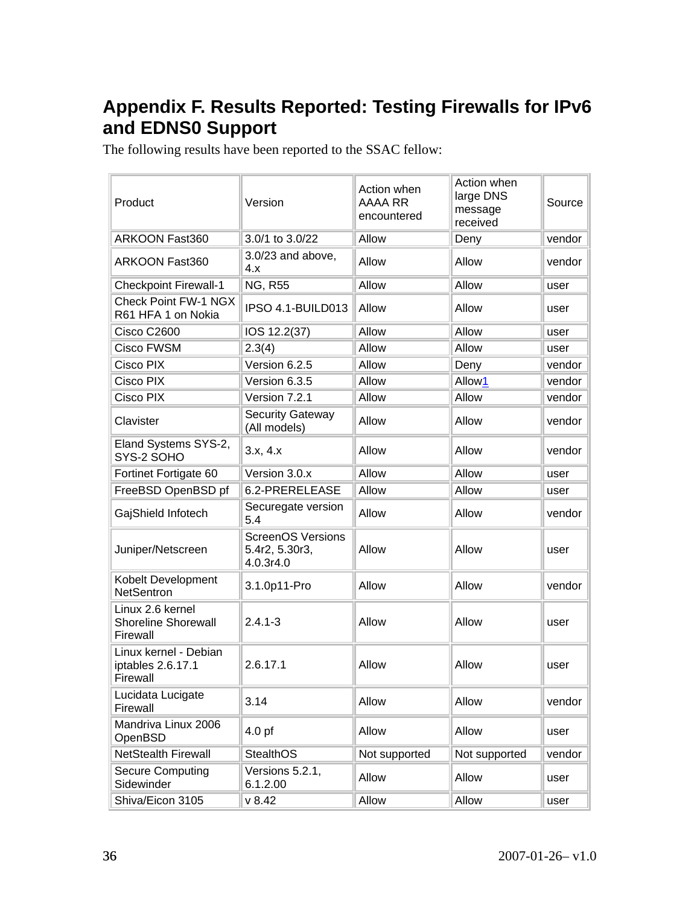## Appendix F. Results Reported: Testing Firewalls for IPv6 and EDNS0 Support

The following results have been reported to the SSAC fellow:

| Product | Version | Action when AAAA RR encountered | Action when large DNS message received | Source |
|---|---|---|---|---|
| ARKOON Fast360 | 3.0/1 to 3.0/22 | Allow | Deny | vendor |
| ARKOON Fast360 | 3.0/23 and above, 4.x | Allow | Allow | vendor |
| Checkpoint Firewall-1 | NG, R55 | Allow | Allow | user |
| Check Point FW-1 NGX R61 HFA 1 on Nokia | IPSO 4.1-BUILD013 | Allow | Allow | user |
| Cisco C2600 | IOS 12.2(37) | Allow | Allow | user |
| Cisco FWSM | 2.3(4) | Allow | Allow | user |
| Cisco PIX | Version 6.2.5 | Allow | Deny | vendor |
| Cisco PIX | Version 6.3.5 | Allow | Allow[1] | vendor |
| Cisco PIX | Version 7.2.1 | Allow | Allow | vendor |
| Clavister | Security Gateway (All models) | Allow | Allow | vendor |
| Eland Systems SYS-2, SYS-2 SOHO | 3.x, 4.x | Allow | Allow | vendor |
| Fortinet Fortigate 60 | Version 3.0.x | Allow | Allow | user |
| FreeBSD OpenBSD pf | 6.2-PRERELEASE | Allow | Allow | user |
| GajShield Infotech | Securegate version 5.4 | Allow | Allow | vendor |
| Juniper/Netscreen | ScreenOS Versions 5.4r2, 5.30r3, 4.0.3r4.0 | Allow | Allow | user |
| Kobelt Development NetSentron | 3.1.0p11-Pro | Allow | Allow | vendor |
| Linux 2.6 kernel Shoreline Shorewall Firewall | 2.4.1-3 | Allow | Allow | user |
| Linux kernel - Debian iptables 2.6.17.1 Firewall | 2.6.17.1 | Allow | Allow | user |
| Lucidata Lucigate Firewall | 3.14 | Allow | Allow | vendor |
| Mandriva Linux 2006 OpenBSD | 4.0 pf | Allow | Allow | user |
| NetStealth Firewall | StealthOS | Not supported | Not supported | vendor |
| Secure Computing Sidewinder | Versions 5.2.1, 6.1.2.00 | Allow | Allow | user |
| Shiva/Eicon 3105 | v 8.42 | Allow | Allow | user |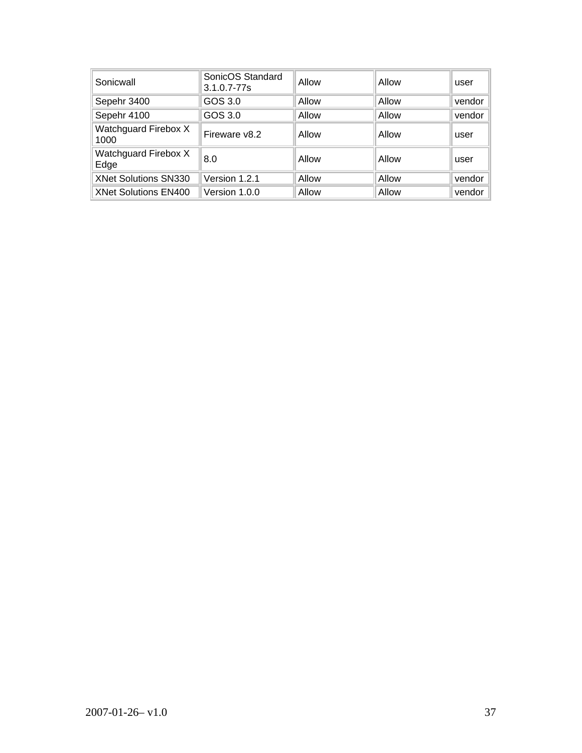| | | | | |
|---|---|---|---|---|
| Sonicwall | SonicOS Standard 3.1.0.7-77s | Allow | Allow | user |
| Sepehr 3400 | GOS 3.0 | Allow | Allow | vendor |
| Sepehr 4100 | GOS 3.0 | Allow | Allow | vendor |
| Watchguard Firebox X 1000 | Fireware v8.2 | Allow | Allow | user |
| Watchguard Firebox X Edge | 8.0 | Allow | Allow | user |
| XNet Solutions SN330 | Version 1.2.1 | Allow | Allow | vendor |
| XNet Solutions EN400 | Version 1.0.0 | Allow | Allow | vendor |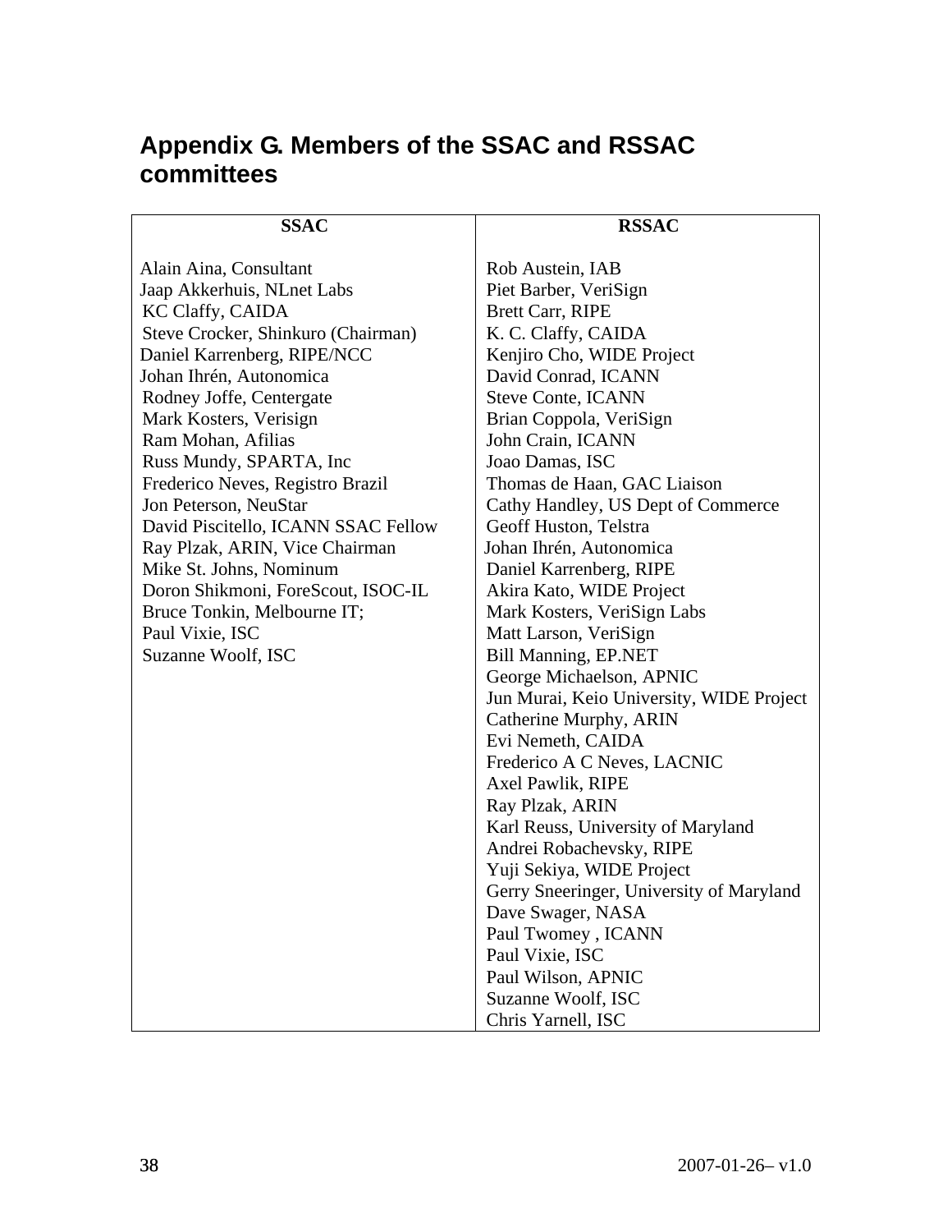## Appendix G. Members of the SSAC and RSSAC committees

| SSAC | RSSAC |
|---|---|
| Alain Aina, Consultant | Rob Austein, IAB |
| Jaap Akkerhuis, NLnet Labs | Piet Barber, VeriSign |
| KC Claffy, CAIDA | Brett Carr, RIPE |
| Steve Crocker, Shinkuro (Chairman) | K. C. Claffy, CAIDA |
| Daniel Karrenberg, RIPE/NCC | Kenjiro Cho, WIDE Project |
| Johan Ihrén, Autonomica | David Conrad, ICANN |
| Rodney Joffe, Centergate | Steve Conte, ICANN |
| Mark Kosters, Verisign | Brian Coppola, VeriSign |
| Ram Mohan, Afilias | John Crain, ICANN |
| Russ Mundy, SPARTA, Inc | Joao Damas, ISC |
| Frederico Neves, Registro Brazil | Thomas de Haan, GAC Liaison |
| Jon Peterson, NeuStar | Cathy Handley, US Dept of Commerce |
| David Piscitello, ICANN SSAC Fellow | Geoff Huston, Telstra |
| Ray Plzak, ARIN, Vice Chairman | Johan Ihrén, Autonomica |
| Mike St. Johns, Nominum | Daniel Karrenberg, RIPE |
| Doron Shikmoni, ForeScout, ISOC-IL | Akira Kato, WIDE Project |
| Bruce Tonkin, Melbourne IT; | Mark Kosters, VeriSign Labs |
| Paul Vixie, ISC | Matt Larson, VeriSign |
| Suzanne Woolf, ISC | Bill Manning, EP.NET |
| | George Michaelson, APNIC |
| | Jun Murai, Keio University, WIDE Project |
| | Catherine Murphy, ARIN |
| | Evi Nemeth, CAIDA |
| | Frederico A C Neves, LACNIC |
| | Axel Pawlik, RIPE |
| | Ray Plzak, ARIN |
| | Karl Reuss, University of Maryland |
| | Andrei Robachevsky, RIPE |
| | Yuji Sekiya, WIDE Project |
| | Gerry Sneeringer, University of Maryland |
| | Dave Swager, NASA |
| | Paul Twomey , ICANN |
| | Paul Vixie, ISC |
| | Paul Wilson, APNIC |
| | Suzanne Woolf, ISC |
| | Chris Yarnell, ISC |